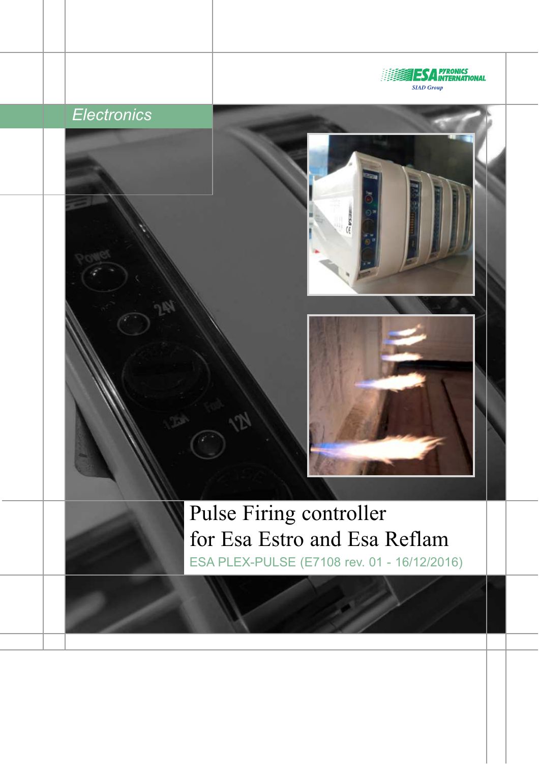ESA PYRONICS INTERNATIONAL
SIAD Group

Electronics

# Pulse Firing controller for Esa Estro and Esa Reflam

ESA PLEX-PULSE (E7108 rev. 01 - 16/12/2016)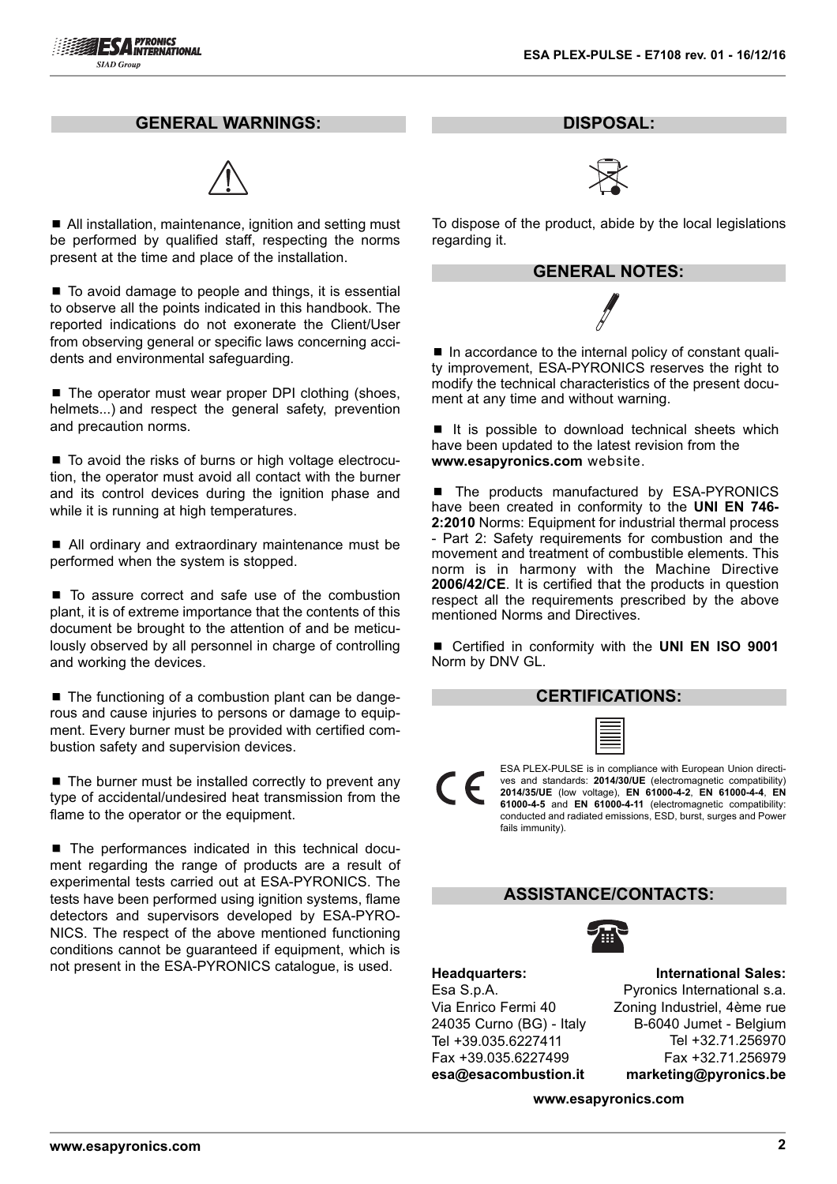## GENERAL WARNINGS:

■ All installation, maintenance, ignition and setting must be performed by qualified staff, respecting the norms present at the time and place of the installation.

■ To avoid damage to people and things, it is essential to observe all the points indicated in this handbook. The reported indications do not exonerate the Client/User from observing general or specific laws concerning accidents and environmental safeguarding.

■ The operator must wear proper DPI clothing (shoes, helmets...) and respect the general safety, prevention and precaution norms.

■ To avoid the risks of burns or high voltage electrocution, the operator must avoid all contact with the burner and its control devices during the ignition phase and while it is running at high temperatures.

■ All ordinary and extraordinary maintenance must be performed when the system is stopped.

■ To assure correct and safe use of the combustion plant, it is of extreme importance that the contents of this document be brought to the attention of and be meticulously observed by all personnel in charge of controlling and working the devices.

■ The functioning of a combustion plant can be dangerous and cause injuries to persons or damage to equipment. Every burner must be provided with certified combustion safety and supervision devices.

■ The burner must be installed correctly to prevent any type of accidental/undesired heat transmission from the flame to the operator or the equipment.

■ The performances indicated in this technical document regarding the range of products are a result of experimental tests carried out at ESA-PYRONICS. The tests have been performed using ignition systems, flame detectors and supervisors developed by ESA-PYRONICS. The respect of the above mentioned functioning conditions cannot be guaranteed if equipment, which is not present in the ESA-PYRONICS catalogue, is used.

## DISPOSAL:

To dispose of the product, abide by the local legislations regarding it.

## GENERAL NOTES:

■ In accordance to the internal policy of constant quality improvement, ESA-PYRONICS reserves the right to modify the technical characteristics of the present document at any time and without warning.

■ It is possible to download technical sheets which have been updated to the latest revision from the **www.esapyronics.com** website.

■ The products manufactured by ESA-PYRONICS have been created in conformity to the **UNI EN 746-2:2010** Norms: Equipment for industrial thermal process - Part 2: Safety requirements for combustion and the movement and treatment of combustible elements. This norm is in harmony with the Machine Directive **2006/42/CE**. It is certified that the products in question respect all the requirements prescribed by the above mentioned Norms and Directives.

■ Certified in conformity with the **UNI EN ISO 9001** Norm by DNV GL.

## CERTIFICATIONS:

ESA PLEX-PULSE is in compliance with European Union directives and standards: **2014/30/UE** (electromagnetic compatibility) **2014/35/UE** (low voltage), **EN 61000-4-2**, **EN 61000-4-4**, **EN 61000-4-5** and **EN 61000-4-11** (electromagnetic compatibility: conducted and radiated emissions, ESD, burst, surges and Power fails immunity).

## ASSISTANCE/CONTACTS:

**Headquarters:**
Esa S.p.A.
Via Enrico Fermi 40
24035 Curno (BG) - Italy
Tel +39.035.6227411
Fax +39.035.6227499
**esa@esacombustion.it**

**International Sales:**
Pyronics International s.a.
Zoning Industriel, 4ème rue
B-6040 Jumet - Belgium
Tel +32.71.256970
Fax +32.71.256979
**marketing@pyronics.be**

**www.esapyronics.com**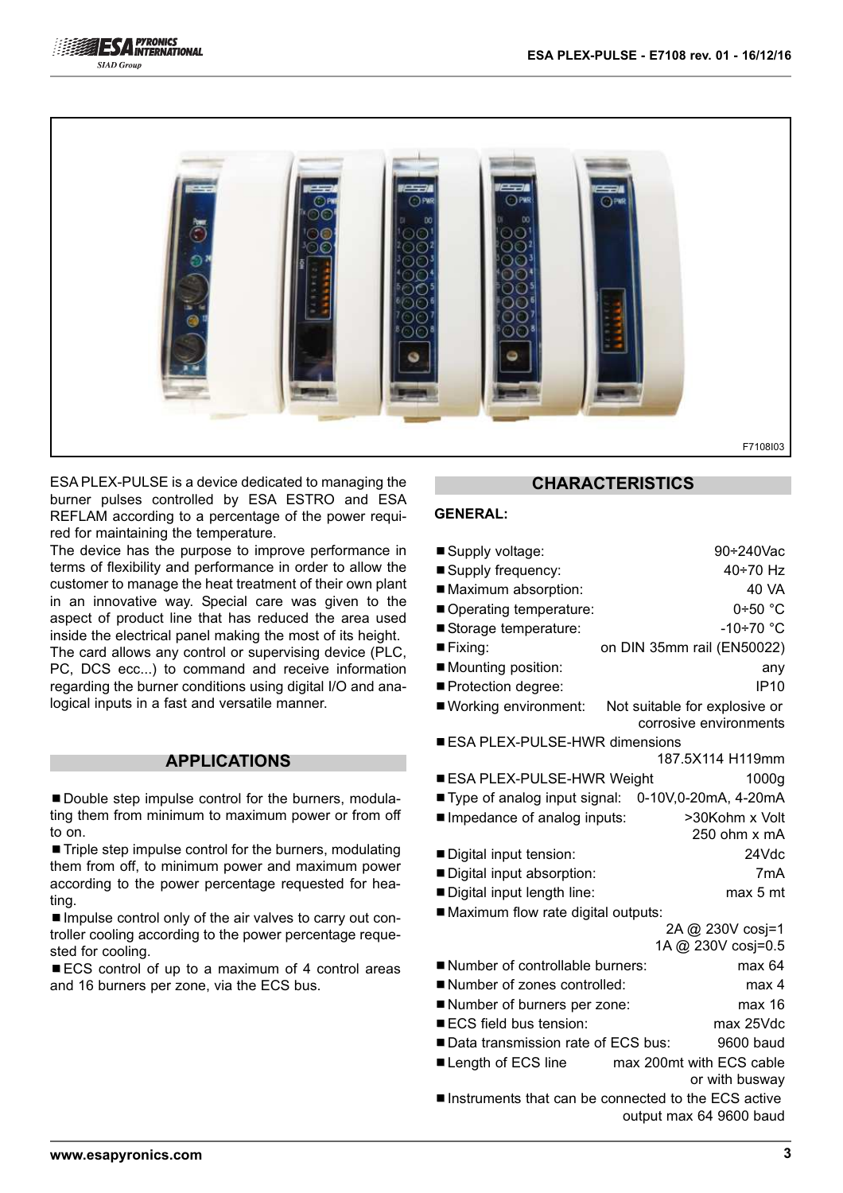F7108I03

ESA PLEX-PULSE is a device dedicated to managing the burner pulses controlled by ESA ESTRO and ESA REFLAM according to a percentage of the power required for maintaining the temperature.
The device has the purpose to improve performance in terms of flexibility and performance in order to allow the customer to manage the heat treatment of their own plant in an innovative way. Special care was given to the aspect of product line that has reduced the area used inside the electrical panel making the most of its height.
The card allows any control or supervising device (PLC, PC, DCS ecc...) to command and receive information regarding the burner conditions using digital I/O and analogical inputs in a fast and versatile manner.

## APPLICATIONS

- Double step impulse control for the burners, modulating them from minimum to maximum power or from off to on.
- Triple step impulse control for the burners, modulating them from off, to minimum power and maximum power according to the power percentage requested for heating.
- Impulse control only of the air valves to carry out controller cooling according to the power percentage requested for cooling.
- ECS control of up to a maximum of 4 control areas and 16 burners per zone, via the ECS bus.

## CHARACTERISTICS

### GENERAL:

- Supply voltage: 90÷240Vac
- Supply frequency: 40÷70 Hz
- Maximum absorption: 40 VA
- Operating temperature: 0÷50 °C
- Storage temperature: -10÷70 °C
- Fixing: on DIN 35mm rail (EN50022)
- Mounting position: any
- Protection degree: IP10
- Working environment: Not suitable for explosive or corrosive environments
- ESA PLEX-PULSE-HWR dimensions 187.5X114 H119mm
- ESA PLEX-PULSE-HWR Weight 1000g
- Type of analog input signal: 0-10V,0-20mA, 4-20mA
- Impedance of analog inputs: >30Kohm x Volt 250 ohm x mA
- Digital input tension: 24Vdc
- Digital input absorption: 7mA
- Digital input length line: max 5 mt
- Maximum flow rate digital outputs: 2A @ 230V cosj=1 1A @ 230V cosj=0.5
- Number of controllable burners: max 64
- Number of zones controlled: max 4
- Number of burners per zone: max 16
- ECS field bus tension: max 25Vdc
- Data transmission rate of ECS bus: 9600 baud
- Length of ECS line max 200mt with ECS cable or with busway
- Instruments that can be connected to the ECS active output max 64 9600 baud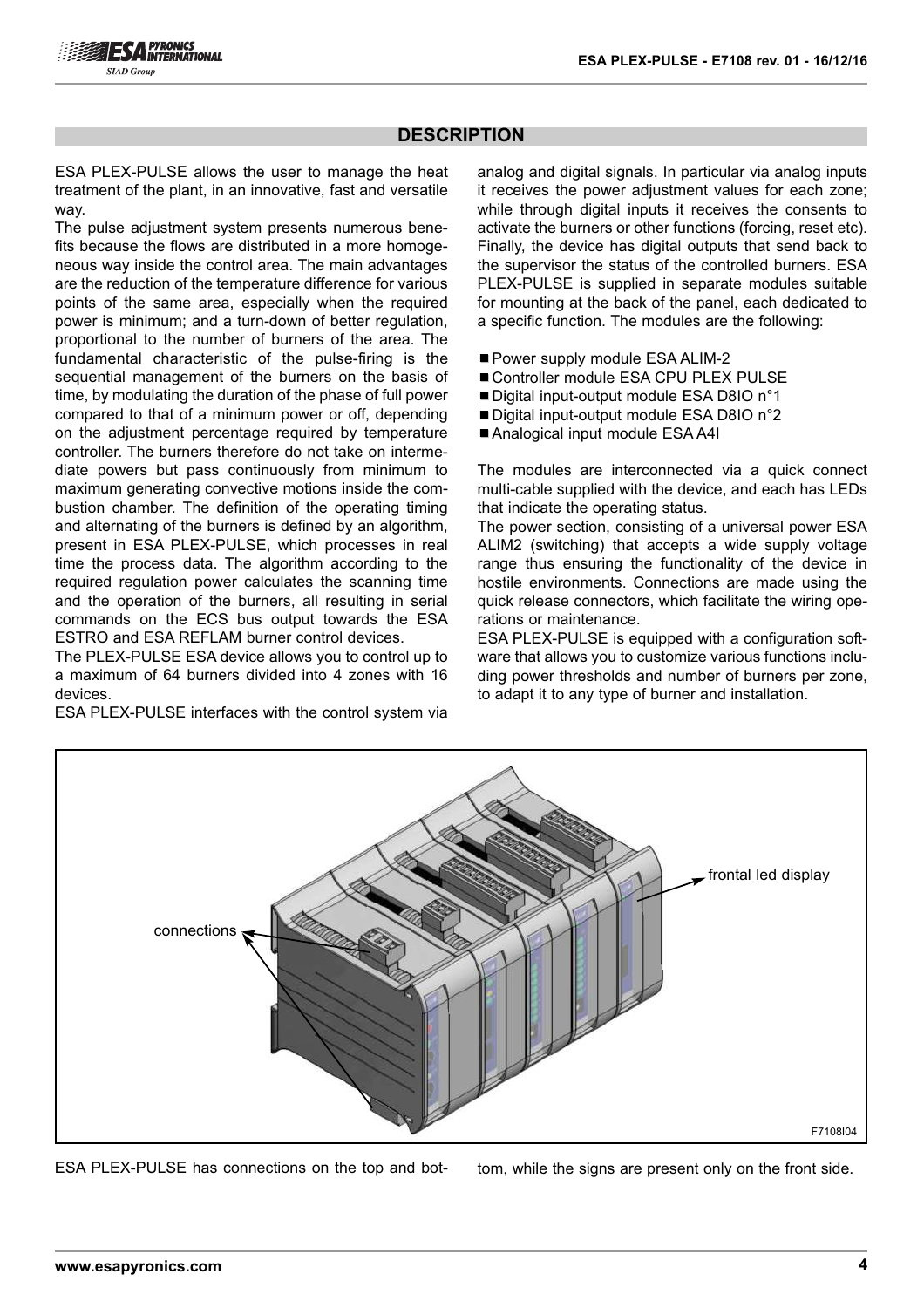## DESCRIPTION

ESA PLEX-PULSE allows the user to manage the heat treatment of the plant, in an innovative, fast and versatile way.

The pulse adjustment system presents numerous benefits because the flows are distributed in a more homogeneous way inside the control area. The main advantages are the reduction of the temperature difference for various points of the same area, especially when the required power is minimum; and a turn-down of better regulation, proportional to the number of burners of the area. The fundamental characteristic of the pulse-firing is the sequential management of the burners on the basis of time, by modulating the duration of the phase of full power compared to that of a minimum power or off, depending on the adjustment percentage required by temperature controller. The burners therefore do not take on intermediate powers but pass continuously from minimum to maximum generating convective motions inside the combustion chamber. The definition of the operating timing and alternating of the burners is defined by an algorithm, present in ESA PLEX-PULSE, which processes in real time the process data. The algorithm according to the required regulation power calculates the scanning time and the operation of the burners, all resulting in serial commands on the ECS bus output towards the ESA ESTRO and ESA REFLAM burner control devices.

The PLEX-PULSE ESA device allows you to control up to a maximum of 64 burners divided into 4 zones with 16 devices.

ESA PLEX-PULSE interfaces with the control system via analog and digital signals. In particular via analog inputs it receives the power adjustment values for each zone; while through digital inputs it receives the consents to activate the burners or other functions (forcing, reset etc). Finally, the device has digital outputs that send back to the supervisor the status of the controlled burners. ESA PLEX-PULSE is supplied in separate modules suitable for mounting at the back of the panel, each dedicated to a specific function. The modules are the following:

- Power supply module ESA ALIM-2
- Controller module ESA CPU PLEX PULSE
- Digital input-output module ESA D8IO n°1
- Digital input-output module ESA D8IO n°2
- Analogical input module ESA A4I

The modules are interconnected via a quick connect multi-cable supplied with the device, and each has LEDs that indicate the operating status.

The power section, consisting of a universal power ESA ALIM2 (switching) that accepts a wide supply voltage range thus ensuring the functionality of the device in hostile environments. Connections are made using the quick release connectors, which facilitate the wiring operations or maintenance.

ESA PLEX-PULSE is equipped with a configuration software that allows you to customize various functions including power thresholds and number of burners per zone, to adapt it to any type of burner and installation.

connections

frontal led display

F7108I04

ESA PLEX-PULSE has connections on the top and bottom, while the signs are present only on the front side.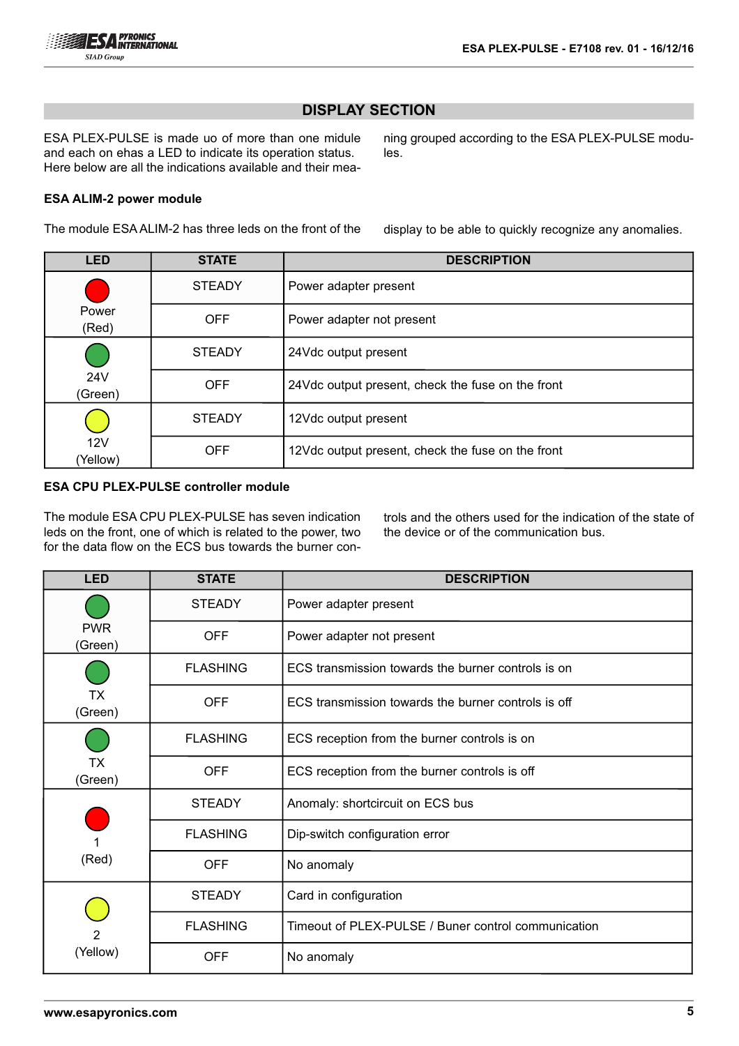## DISPLAY SECTION

ESA PLEX-PULSE is made uo of more than one midule and each on ehas a LED to indicate its operation status. Here below are all the indications available and their meaning grouped according to the ESA PLEX-PULSE modules.

### ESA ALIM-2 power module

The module ESA ALIM-2 has three leds on the front of the display to be able to quickly recognize any anomalies.

| LED | STATE | DESCRIPTION |
| --- | --- | --- |
| Power (Red) | STEADY | Power adapter present |
| | OFF | Power adapter not present |
| 24V (Green) | STEADY | 24Vdc output present |
| | OFF | 24Vdc output present, check the fuse on the front |
| 12V (Yellow) | STEADY | 12Vdc output present |
| | OFF | 12Vdc output present, check the fuse on the front |

### ESA CPU PLEX-PULSE controller module

The module ESA CPU PLEX-PULSE has seven indication leds on the front, one of which is related to the power, two for the data flow on the ECS bus towards the burner controls and the others used for the indication of the state of the device or of the communication bus.

| LED | STATE | DESCRIPTION |
| --- | --- | --- |
| PWR (Green) | STEADY | Power adapter present |
| | OFF | Power adapter not present |
| TX (Green) | FLASHING | ECS transmission towards the burner controls is on |
| | OFF | ECS transmission towards the burner controls is off |
| TX (Green) | FLASHING | ECS reception from the burner controls is on |
| | OFF | ECS reception from the burner controls is off |
| 1 (Red) | STEADY | Anomaly: shortcircuit on ECS bus |
| | FLASHING | Dip-switch configuration error |
| | OFF | No anomaly |
| 2 (Yellow) | STEADY | Card in configuration |
| | FLASHING | Timeout of PLEX-PULSE / Buner control communication |
| | OFF | No anomaly |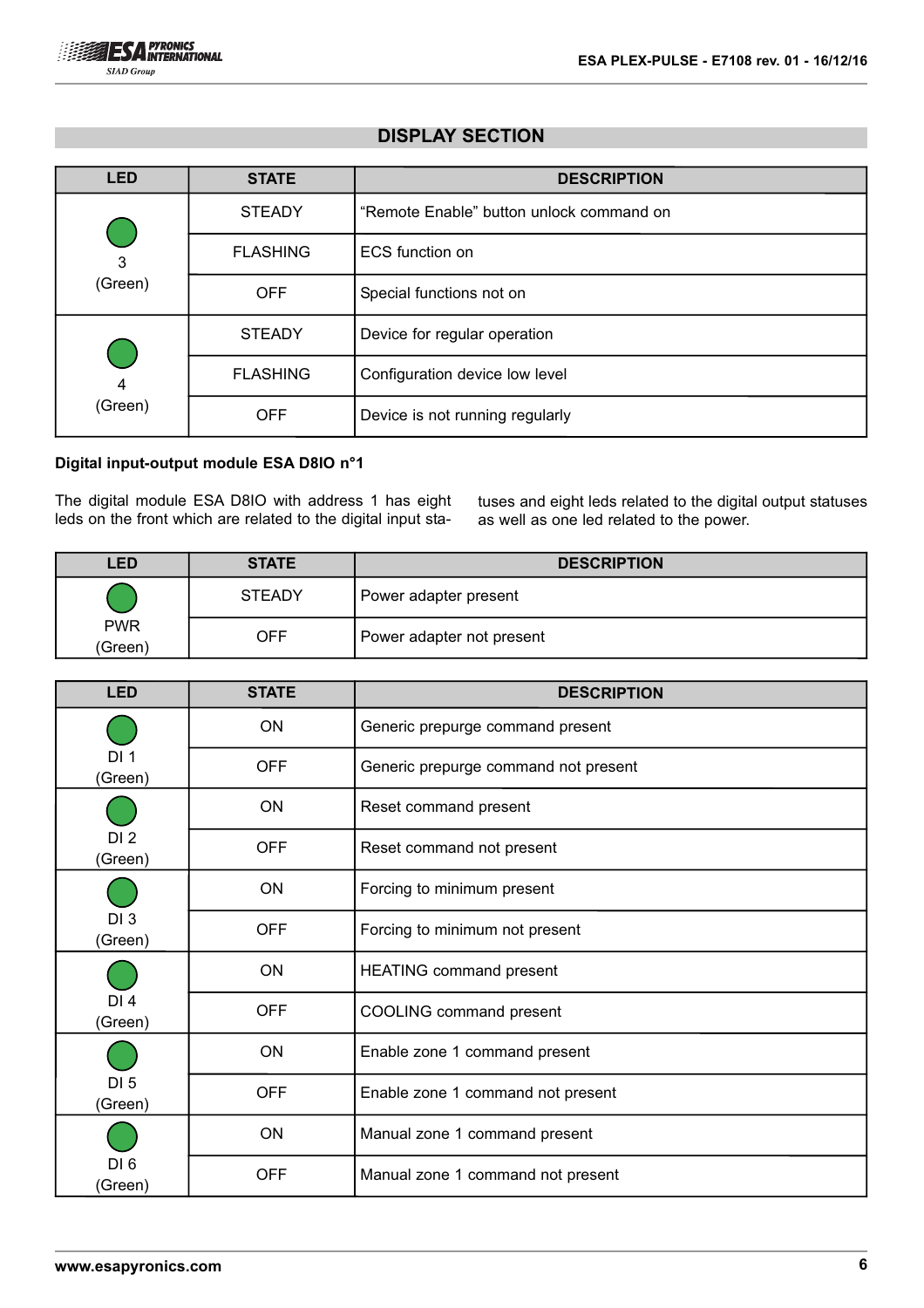## DISPLAY SECTION

| LED | STATE | DESCRIPTION |
|---|---|---|
| 3 (Green) | STEADY | "Remote Enable" button unlock command on |
| | FLASHING | ECS function on |
| | OFF | Special functions not on |
| 4 (Green) | STEADY | Device for regular operation |
| | FLASHING | Configuration device low level |
| | OFF | Device is not running regularly |

**Digital input-output module ESA D8IO n°1**

The digital module ESA D8IO with address 1 has eight leds on the front which are related to the digital input statuses and eight leds related to the digital output statuses as well as one led related to the power.

| LED | STATE | DESCRIPTION |
|---|---|---|
| PWR (Green) | STEADY | Power adapter present |
| | OFF | Power adapter not present |

| LED | STATE | DESCRIPTION |
|---|---|---|
| DI 1 (Green) | ON | Generic prepurge command present |
| | OFF | Generic prepurge command not present |
| DI 2 (Green) | ON | Reset command present |
| | OFF | Reset command not present |
| DI 3 (Green) | ON | Forcing to minimum present |
| | OFF | Forcing to minimum not present |
| DI 4 (Green) | ON | HEATING command present |
| | OFF | COOLING command present |
| DI 5 (Green) | ON | Enable zone 1 command present |
| | OFF | Enable zone 1 command not present |
| DI 6 (Green) | ON | Manual zone 1 command present |
| | OFF | Manual zone 1 command not present |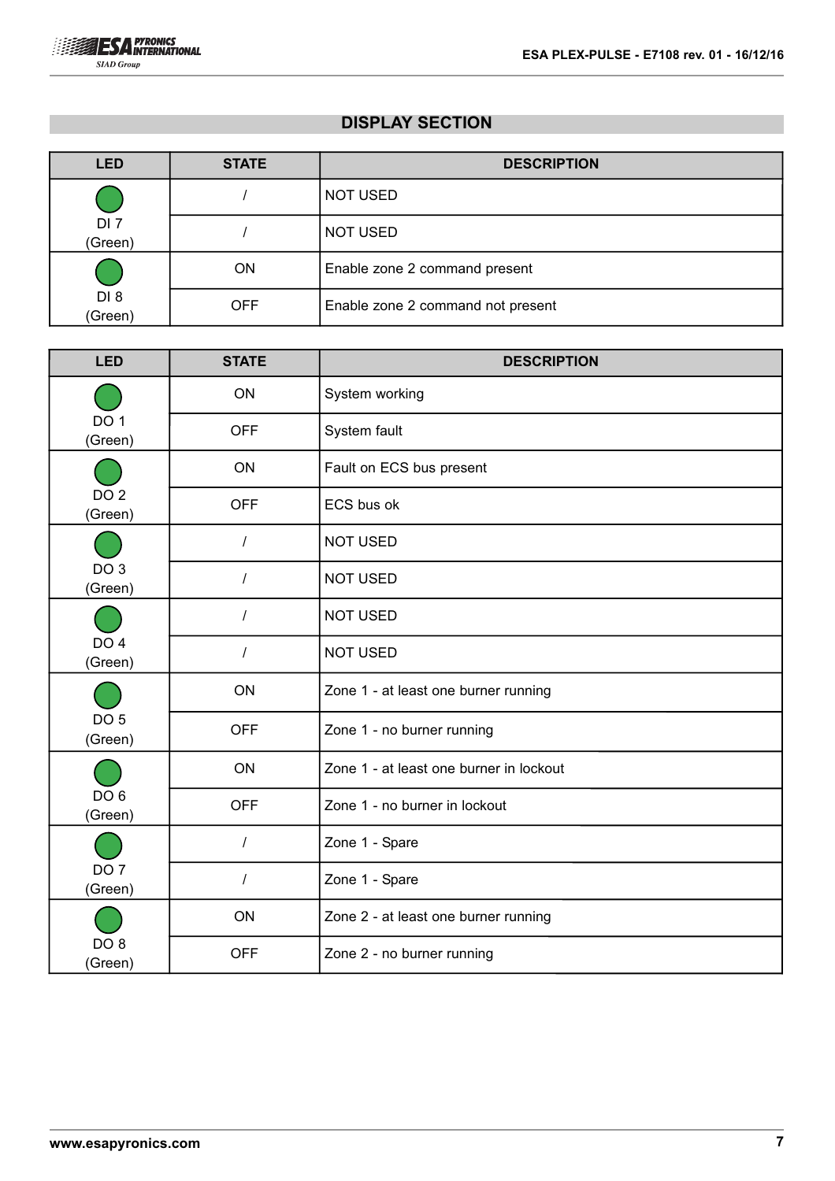## DISPLAY SECTION

| LED | STATE | DESCRIPTION |
| --- | --- | --- |
| DI 7 (Green) | / | NOT USED |
| | / | NOT USED |
| DI 8 (Green) | ON | Enable zone 2 command present |
| | OFF | Enable zone 2 command not present |

| LED | STATE | DESCRIPTION |
| --- | --- | --- |
| DO 1 (Green) | ON | System working |
| | OFF | System fault |
| DO 2 (Green) | ON | Fault on ECS bus present |
| | OFF | ECS bus ok |
| DO 3 (Green) | / | NOT USED |
| | / | NOT USED |
| DO 4 (Green) | / | NOT USED |
| | / | NOT USED |
| DO 5 (Green) | ON | Zone 1 - at least one burner running |
| | OFF | Zone 1 - no burner running |
| DO 6 (Green) | ON | Zone 1 - at least one burner in lockout |
| | OFF | Zone 1 - no burner in lockout |
| DO 7 (Green) | / | Zone 1 - Spare |
| | / | Zone 1 - Spare |
| DO 8 (Green) | ON | Zone 2 - at least one burner running |
| | OFF | Zone 2 - no burner running |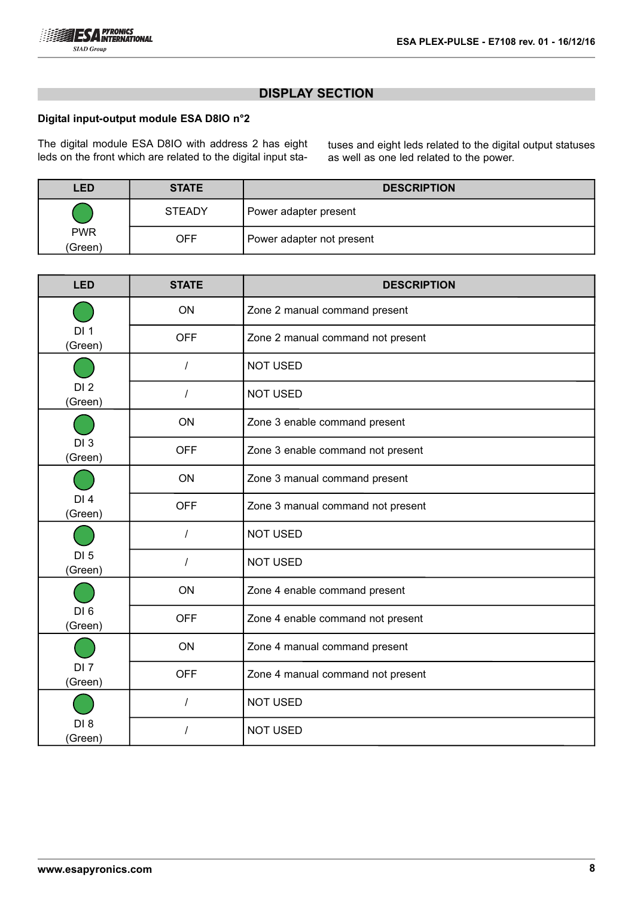## DISPLAY SECTION

**Digital input-output module ESA D8IO n°2**

The digital module ESA D8IO with address 2 has eight leds on the front which are related to the digital input statuses and eight leds related to the digital output statuses as well as one led related to the power.

| LED | STATE | DESCRIPTION |
|---|---|---|
| PWR (Green) | STEADY | Power adapter present |
| | OFF | Power adapter not present |

| LED | STATE | DESCRIPTION |
|---|---|---|
| DI 1 (Green) | ON | Zone 2 manual command present |
| | OFF | Zone 2 manual command not present |
| DI 2 (Green) | / | NOT USED |
| | / | NOT USED |
| DI 3 (Green) | ON | Zone 3 enable command present |
| | OFF | Zone 3 enable command not present |
| DI 4 (Green) | ON | Zone 3 manual command present |
| | OFF | Zone 3 manual command not present |
| DI 5 (Green) | / | NOT USED |
| | / | NOT USED |
| DI 6 (Green) | ON | Zone 4 enable command present |
| | OFF | Zone 4 enable command not present |
| DI 7 (Green) | ON | Zone 4 manual command present |
| | OFF | Zone 4 manual command not present |
| DI 8 (Green) | / | NOT USED |
| | / | NOT USED |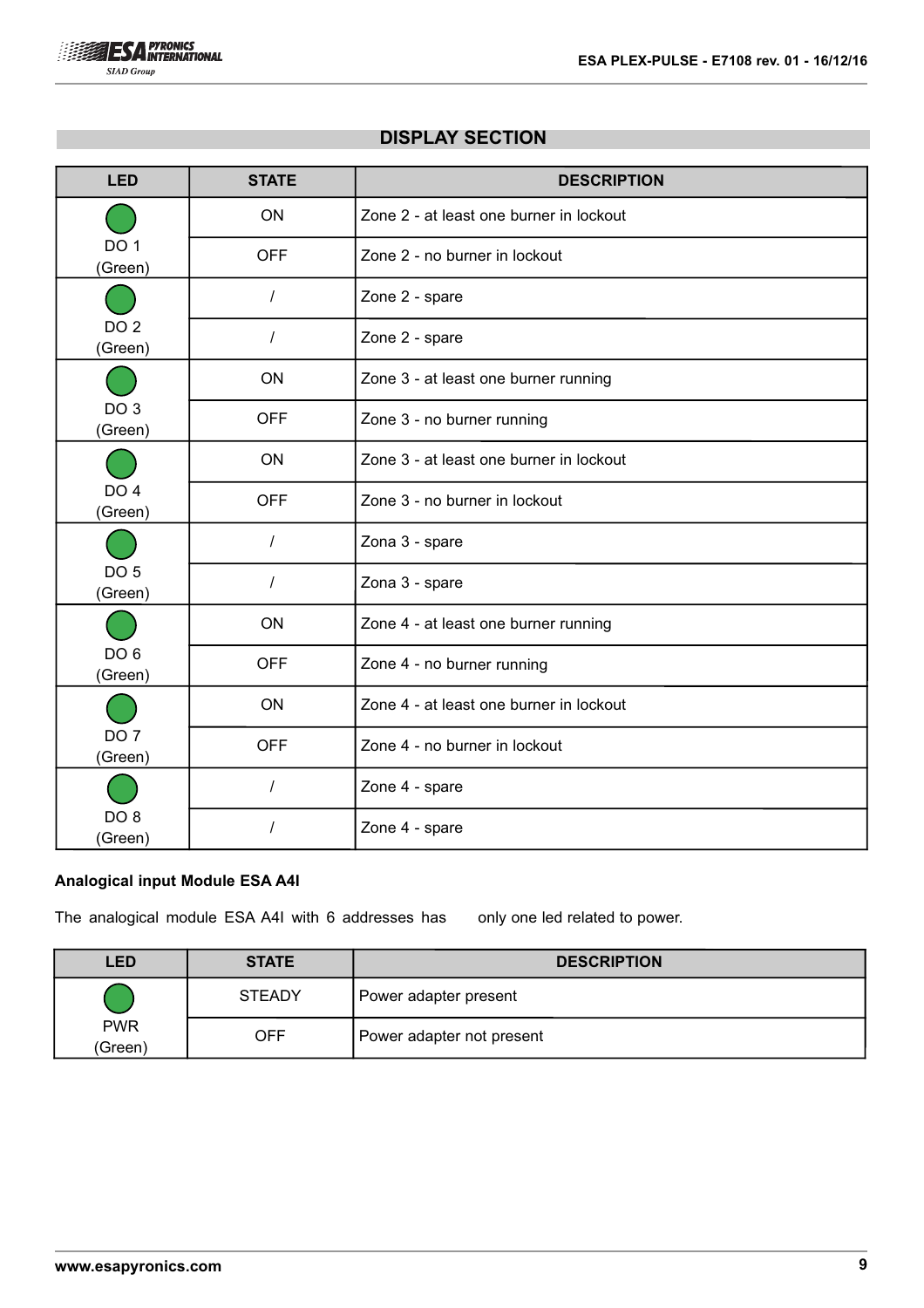## DISPLAY SECTION

| LED | STATE | DESCRIPTION |
| --- | --- | --- |
| DO 1 (Green) | ON | Zone 2 - at least one burner in lockout |
| | OFF | Zone 2 - no burner in lockout |
| DO 2 (Green) | / | Zone 2 - spare |
| | / | Zone 2 - spare |
| DO 3 (Green) | ON | Zone 3 - at least one burner running |
| | OFF | Zone 3 - no burner running |
| DO 4 (Green) | ON | Zone 3 - at least one burner in lockout |
| | OFF | Zone 3 - no burner in lockout |
| DO 5 (Green) | / | Zona 3 - spare |
| | / | Zona 3 - spare |
| DO 6 (Green) | ON | Zone 4 - at least one burner running |
| | OFF | Zone 4 - no burner running |
| DO 7 (Green) | ON | Zone 4 - at least one burner in lockout |
| | OFF | Zone 4 - no burner in lockout |
| DO 8 (Green) | / | Zone 4 - spare |
| | / | Zone 4 - spare |

**Analogical input Module ESA A4I**

The analogical module ESA A4I with 6 addresses has only one led related to power.

| LED | STATE | DESCRIPTION |
| --- | --- | --- |
| PWR (Green) | STEADY | Power adapter present |
| | OFF | Power adapter not present |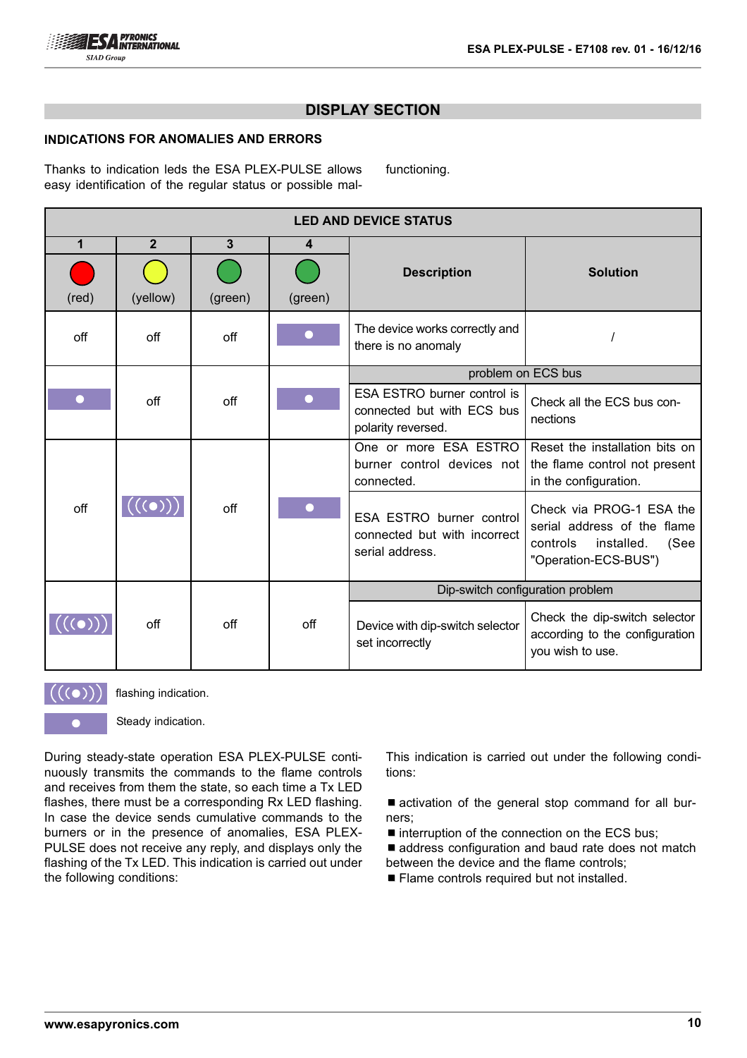## DISPLAY SECTION

### INDICATIONS FOR ANOMALIES AND ERRORS

Thanks to indication leds the ESA PLEX-PULSE allows easy identification of the regular status or possible malfunctioning.

| LED AND DEVICE STATUS | | | | | |
|---|---|---|---|---|---|
| 1 (red) | 2 (yellow) | 3 (green) | 4 (green) | Description | Solution |
| off | off | off | Steady | The device works correctly and there is no anomaly | / |
| | | | | problem on ECS bus | |
| Steady | off | off | Steady | ESA ESTRO burner control is connected but with ECS bus polarity reversed. | Check all the ECS bus connections |
| off | Flashing | off | Steady | One or more ESA ESTRO burner control devices not connected. | Reset the installation bits on the flame control not present in the configuration. |
| | | | | ESA ESTRO burner control connected but with incorrect serial address. | Check via PROG-1 ESA the serial address of the flame controls installed. (See "Operation-ECS-BUS") |
| | | | | Dip-switch configuration problem | |
| Flashing | off | off | off | Device with dip-switch selector set incorrectly | Check the dip-switch selector according to the configuration you wish to use. |

Flashing: flashing indication.

Steady: Steady indication.

During steady-state operation ESA PLEX-PULSE continuously transmits the commands to the flame controls and receives from them the state, so each time a Tx LED flashes, there must be a corresponding Rx LED flashing. In case the device sends cumulative commands to the burners or in the presence of anomalies, ESA PLEX-PULSE does not receive any reply, and displays only the flashing of the Tx LED. This indication is carried out under the following conditions:

This indication is carried out under the following conditions:

- activation of the general stop command for all burners;
- interruption of the connection on the ECS bus;
- address configuration and baud rate does not match between the device and the flame controls;
- Flame controls required but not installed.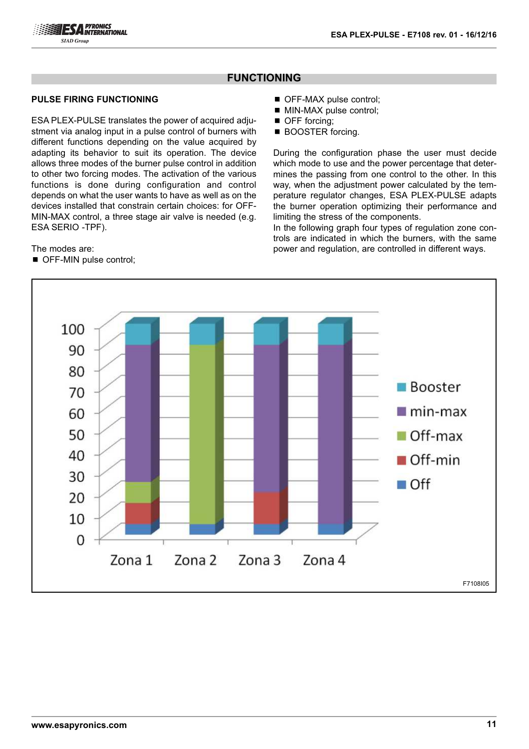## FUNCTIONING

### PULSE FIRING FUNCTIONING

ESA PLEX-PULSE translates the power of acquired adjustment via analog input in a pulse control of burners with different functions depending on the value acquired by adapting its behavior to suit its operation. The device allows three modes of the burner pulse control in addition to other two forcing modes. The activation of the various functions is done during configuration and control depends on what the user wants to have as well as on the devices installed that constrain certain choices: for OFF-MIN-MAX control, a three stage air valve is needed (e.g. ESA SERIO -TPF).

The modes are:

- OFF-MIN pulse control;
- OFF-MAX pulse control;
- MIN-MAX pulse control;
- OFF forcing;
- BOOSTER forcing.

During the configuration phase the user must decide which mode to use and the power percentage that determines the passing from one control to the other. In this way, when the adjustment power calculated by the temperature regulator changes, ESA PLEX-PULSE adapts the burner operation optimizing their performance and limiting the stress of the components.
In the following graph four types of regulation zone controls are indicated in which the burners, with the same power and regulation, are controlled in different ways.

F7108I05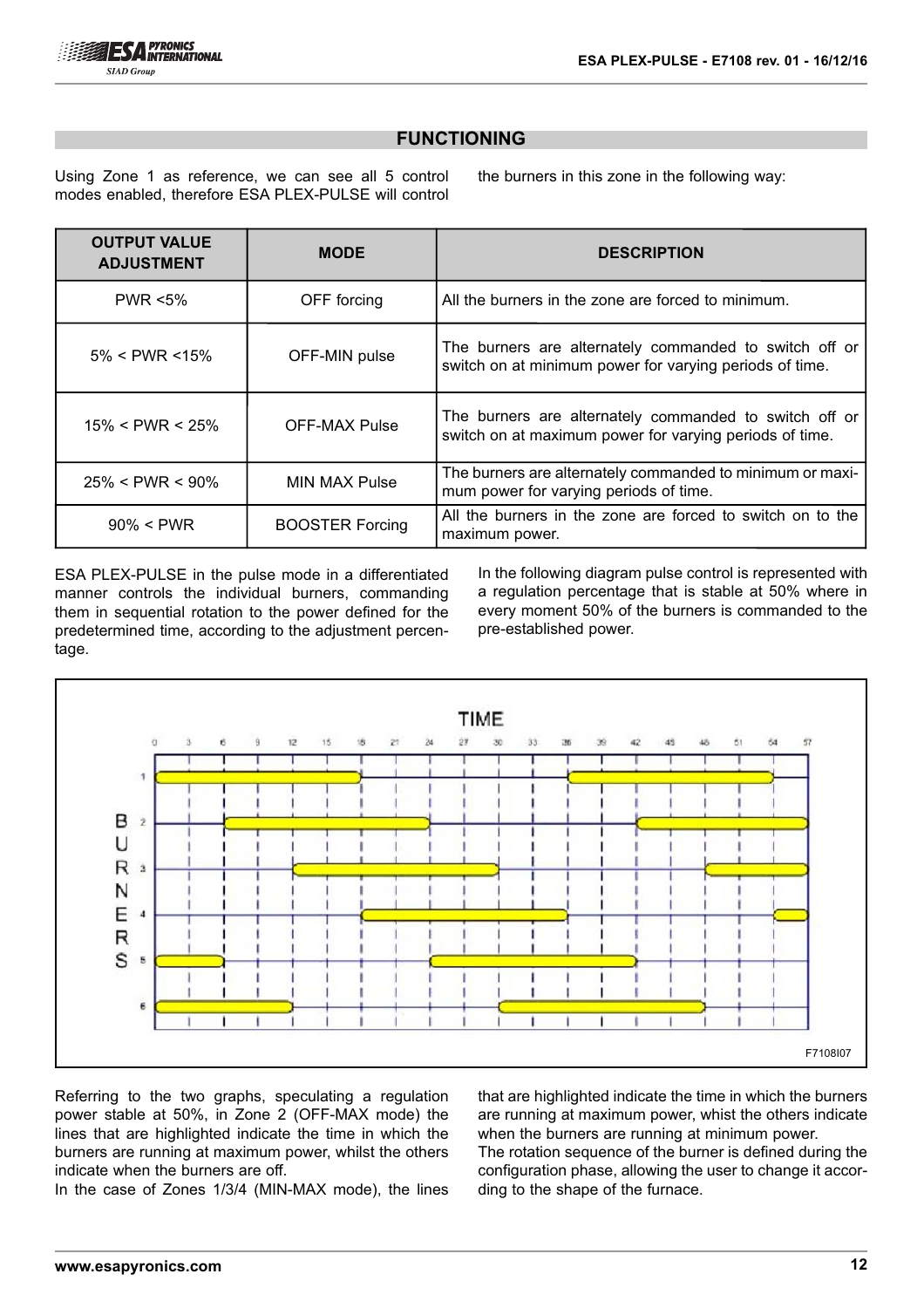## FUNCTIONING

Using Zone 1 as reference, we can see all 5 control modes enabled, therefore ESA PLEX-PULSE will control the burners in this zone in the following way:

| OUTPUT VALUE ADJUSTMENT | MODE | DESCRIPTION |
|---|---|---|
| PWR <5% | OFF forcing | All the burners in the zone are forced to minimum. |
| 5% < PWR <15% | OFF-MIN pulse | The burners are alternately commanded to switch off or switch on at minimum power for varying periods of time. |
| 15% < PWR < 25% | OFF-MAX Pulse | The burners are alternately commanded to switch off or switch on at maximum power for varying periods of time. |
| 25% < PWR < 90% | MIN MAX Pulse | The burners are alternately commanded to minimum or maximum power for varying periods of time. |
| 90% < PWR | BOOSTER Forcing | All the burners in the zone are forced to switch on to the maximum power. |

ESA PLEX-PULSE in the pulse mode in a differentiated manner controls the individual burners, commanding them in sequential rotation to the power defined for the predetermined time, according to the adjustment percentage.

In the following diagram pulse control is represented with a regulation percentage that is stable at 50% where in every moment 50% of the burners is commanded to the pre-established power.

F7108I07

Referring to the two graphs, speculating a regulation power stable at 50%, in Zone 2 (OFF-MAX mode) the lines that are highlighted indicate the time in which the burners are running at maximum power, whilst the others indicate when the burners are off.

In the case of Zones 1/3/4 (MIN-MAX mode), the lines that are highlighted indicate the time in which the burners are running at maximum power, whilst the others indicate when the burners are running at minimum power.

The rotation sequence of the burner is defined during the configuration phase, allowing the user to change it according to the shape of the furnace.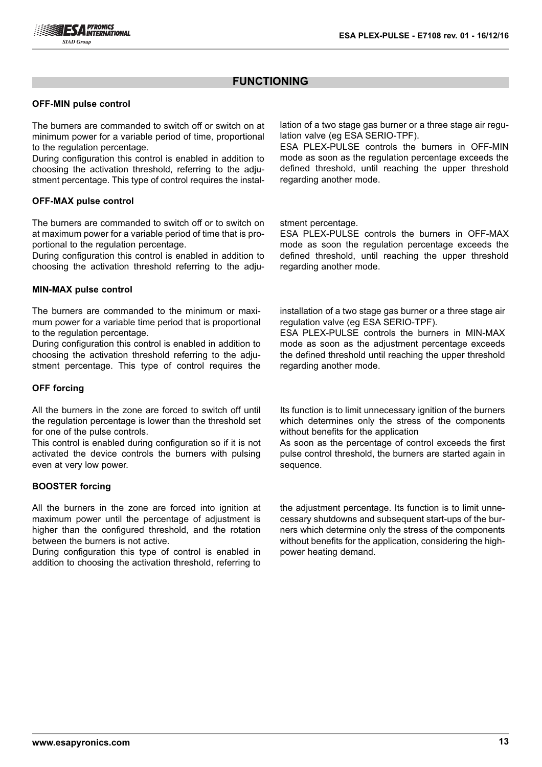## FUNCTIONING

### OFF-MIN pulse control

The burners are commanded to switch off or switch on at minimum power for a variable period of time, proportional to the regulation percentage.
During configuration this control is enabled in addition to choosing the activation threshold, referring to the adjustment percentage. This type of control requires the installation of a two stage gas burner or a three stage air regulation valve (eg ESA SERIO-TPF).
ESA PLEX-PULSE controls the burners in OFF-MIN mode as soon as the regulation percentage exceeds the defined threshold, until reaching the upper threshold regarding another mode.

### OFF-MAX pulse control

The burners are commanded to switch off or to switch on at maximum power for a variable period of time that is proportional to the regulation percentage.
During configuration this control is enabled in addition to choosing the activation threshold referring to the adjustment percentage.
ESA PLEX-PULSE controls the burners in OFF-MAX mode as soon the regulation percentage exceeds the defined threshold, until reaching the upper threshold regarding another mode.

### MIN-MAX pulse control

The burners are commanded to the minimum or maximum power for a variable time period that is proportional to the regulation percentage.
During configuration this control is enabled in addition to choosing the activation threshold referring to the adjustment percentage. This type of control requires the installation of a two stage gas burner or a three stage air regulation valve (eg ESA SERIO-TPF).
ESA PLEX-PULSE controls the burners in MIN-MAX mode as soon as the adjustment percentage exceeds the defined threshold until reaching the upper threshold regarding another mode.

### OFF forcing

All the burners in the zone are forced to switch off until the regulation percentage is lower than the threshold set for one of the pulse controls.
This control is enabled during configuration so if it is not activated the device controls the burners with pulsing even at very low power.
Its function is to limit unnecessary ignition of the burners which determines only the stress of the components without benefits for the application
As soon as the percentage of control exceeds the first pulse control threshold, the burners are started again in sequence.

### BOOSTER forcing

All the burners in the zone are forced into ignition at maximum power until the percentage of adjustment is higher than the configured threshold, and the rotation between the burners is not active.
During configuration this type of control is enabled in addition to choosing the activation threshold, referring to the adjustment percentage. Its function is to limit unnecessary shutdowns and subsequent start-ups of the burners which determine only the stress of the components without benefits for the application, considering the high-power heating demand.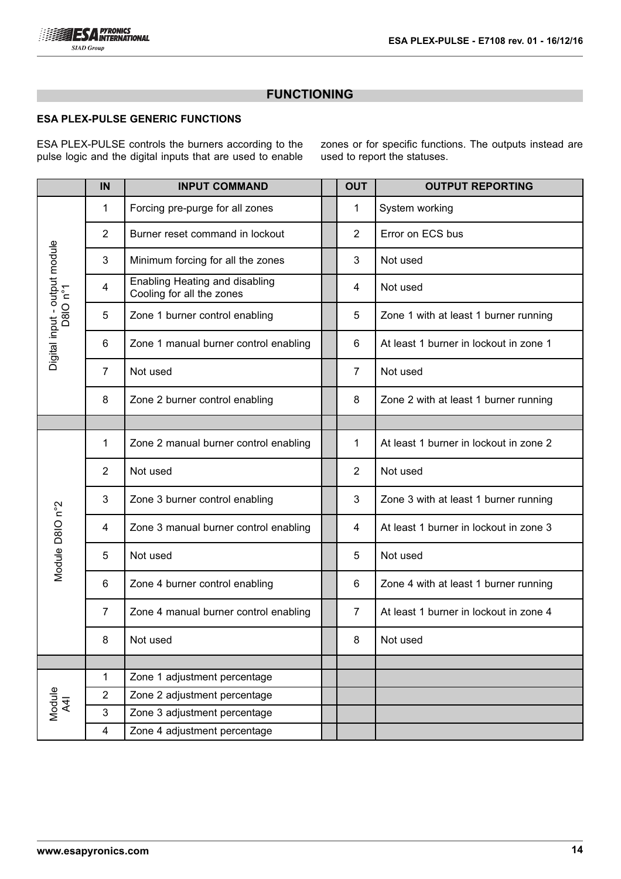## FUNCTIONING

### ESA PLEX-PULSE GENERIC FUNCTIONS

ESA PLEX-PULSE controls the burners according to the pulse logic and the digital inputs that are used to enable zones or for specific functions. The outputs instead are used to report the statuses.

| | IN | INPUT COMMAND | | OUT | OUTPUT REPORTING |
|---|---|---|---|---|---|
| Digital input - output module D8IO n°1 | 1 | Forcing pre-purge for all zones | | 1 | System working |
| | 2 | Burner reset command in lockout | | 2 | Error on ECS bus |
| | 3 | Minimum forcing for all the zones | | 3 | Not used |
| | 4 | Enabling Heating and disabling Cooling for all the zones | | 4 | Not used |
| | 5 | Zone 1 burner control enabling | | 5 | Zone 1 with at least 1 burner running |
| | 6 | Zone 1 manual burner control enabling | | 6 | At least 1 burner in lockout in zone 1 |
| | 7 | Not used | | 7 | Not used |
| | 8 | Zone 2 burner control enabling | | 8 | Zone 2 with at least 1 burner running |
| | | | | | |
| Module D8IO n°2 | 1 | Zone 2 manual burner control enabling | | 1 | At least 1 burner in lockout in zone 2 |
| | 2 | Not used | | 2 | Not used |
| | 3 | Zone 3 burner control enabling | | 3 | Zone 3 with at least 1 burner running |
| | 4 | Zone 3 manual burner control enabling | | 4 | At least 1 burner in lockout in zone 3 |
| | 5 | Not used | | 5 | Not used |
| | 6 | Zone 4 burner control enabling | | 6 | Zone 4 with at least 1 burner running |
| | 7 | Zone 4 manual burner control enabling | | 7 | At least 1 burner in lockout in zone 4 |
| | 8 | Not used | | 8 | Not used |
| | | | | | |
| Module A4I | 1 | Zone 1 adjustment percentage | | | |
| | 2 | Zone 2 adjustment percentage | | | |
| | 3 | Zone 3 adjustment percentage | | | |
| | 4 | Zone 4 adjustment percentage | | | |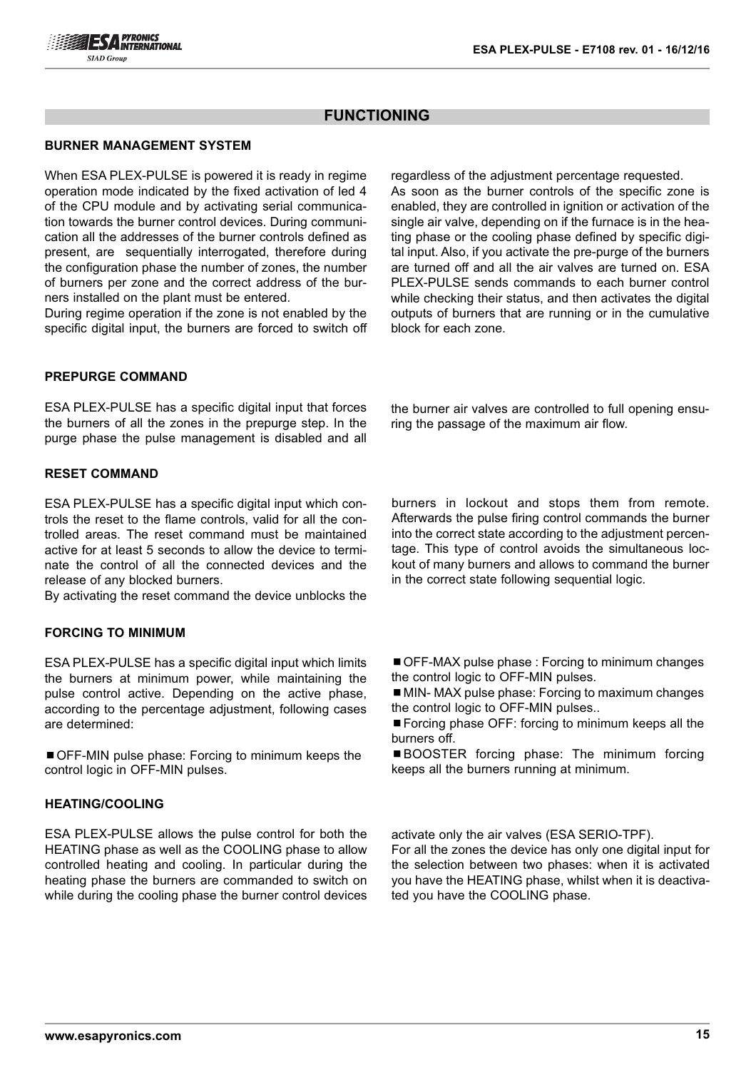## FUNCTIONING

### BURNER MANAGEMENT SYSTEM

When ESA PLEX-PULSE is powered it is ready in regime operation mode indicated by the fixed activation of led 4 of the CPU module and by activating serial communication towards the burner control devices. During communication all the addresses of the burner controls defined as present, are sequentially interrogated, therefore during the configuration phase the number of zones, the number of burners per zone and the correct address of the burners installed on the plant must be entered.

During regime operation if the zone is not enabled by the specific digital input, the burners are forced to switch off regardless of the adjustment percentage requested.

As soon as the burner controls of the specific zone is enabled, they are controlled in ignition or activation of the single air valve, depending on if the furnace is in the heating phase or the cooling phase defined by specific digital input. Also, if you activate the pre-purge of the burners are turned off and all the air valves are turned on. ESA PLEX-PULSE sends commands to each burner control while checking their status, and then activates the digital outputs of burners that are running or in the cumulative block for each zone.

### PREPURGE COMMAND

ESA PLEX-PULSE has a specific digital input that forces the burners of all the zones in the prepurge step. In the purge phase the pulse management is disabled and all the burner air valves are controlled to full opening ensuring the passage of the maximum air flow.

### RESET COMMAND

ESA PLEX-PULSE has a specific digital input which controls the reset to the flame controls, valid for all the controlled areas. The reset command must be maintained active for at least 5 seconds to allow the device to terminate the control of all the connected devices and the release of any blocked burners.

By activating the reset command the device unblocks the burners in lockout and stops them from remote. Afterwards the pulse firing control commands the burner into the correct state according to the adjustment percentage. This type of control avoids the simultaneous lockout of many burners and allows to command the burner in the correct state following sequential logic.

### FORCING TO MINIMUM

ESA PLEX-PULSE has a specific digital input which limits the burners at minimum power, while maintaining the pulse control active. Depending on the active phase, according to the percentage adjustment, following cases are determined:

- OFF-MIN pulse phase: Forcing to minimum keeps the control logic in OFF-MIN pulses.
- OFF-MAX pulse phase : Forcing to minimum changes the control logic to OFF-MIN pulses.
- MIN- MAX pulse phase: Forcing to maximum changes the control logic to OFF-MIN pulses..
- Forcing phase OFF: forcing to minimum keeps all the burners off.
- BOOSTER forcing phase: The minimum forcing keeps all the burners running at minimum.

### HEATING/COOLING

ESA PLEX-PULSE allows the pulse control for both the HEATING phase as well as the COOLING phase to allow controlled heating and cooling. In particular during the heating phase the burners are commanded to switch on while during the cooling phase the burner control devices activate only the air valves (ESA SERIO-TPF).

For all the zones the device has only one digital input for the selection between two phases: when it is activated you have the HEATING phase, whilst when it is deactivated you have the COOLING phase.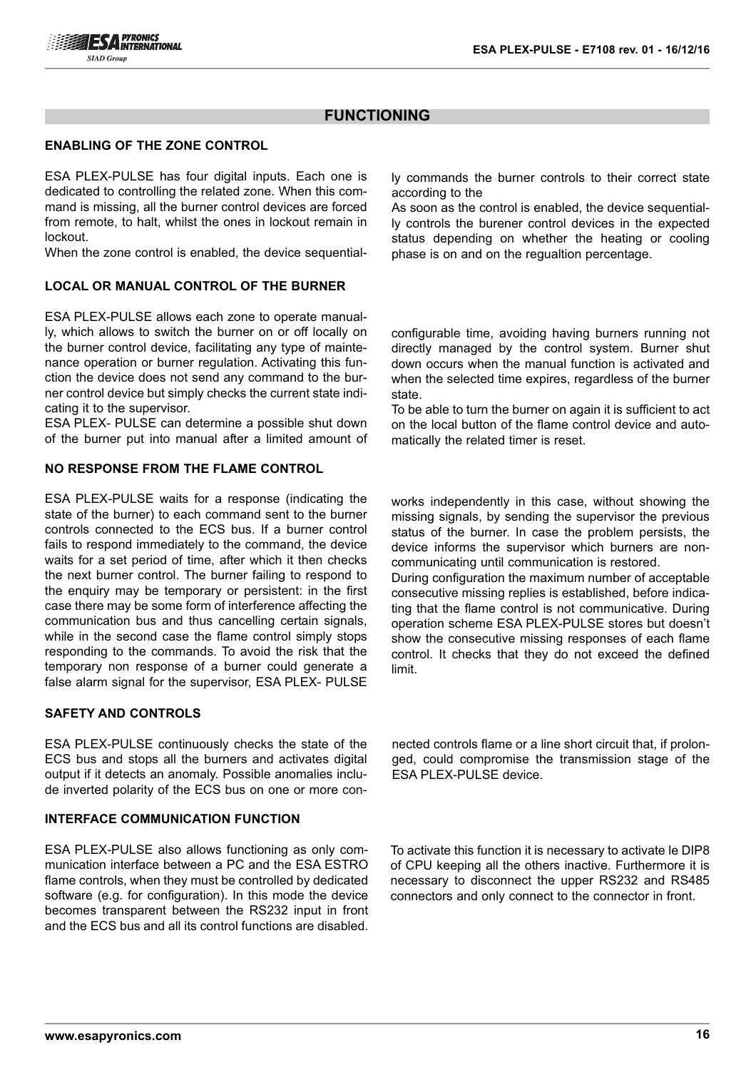## FUNCTIONING

### ENABLING OF THE ZONE CONTROL

ESA PLEX-PULSE has four digital inputs. Each one is dedicated to controlling the related zone. When this command is missing, all the burner control devices are forced from remote, to halt, whilst the ones in lockout remain in lockout.

When the zone control is enabled, the device sequentially commands the burner controls to their correct state according to the

As soon as the control is enabled, the device sequentially controls the burener control devices in the expected status depending on whether the heating or cooling phase is on and on the regualtion percentage.

### LOCAL OR MANUAL CONTROL OF THE BURNER

ESA PLEX-PULSE allows each zone to operate manually, which allows to switch the burner on or off locally on the burner control device, facilitating any type of maintenance operation or burner regulation. Activating this function the device does not send any command to the burner control device but simply checks the current state indicating it to the supervisor.

ESA PLEX- PULSE can determine a possible shut down of the burner put into manual after a limited amount of configurable time, avoiding having burners running not directly managed by the control system. Burner shut down occurs when the manual function is activated and when the selected time expires, regardless of the burner state.

To be able to turn the burner on again it is sufficient to act on the local button of the flame control device and automatically the related timer is reset.

### NO RESPONSE FROM THE FLAME CONTROL

ESA PLEX-PULSE waits for a response (indicating the state of the burner) to each command sent to the burner controls connected to the ECS bus. If a burner control fails to respond immediately to the command, the device waits for a set period of time, after which it then checks the next burner control. The burner failing to respond to the enquiry may be temporary or persistent: in the first case there may be some form of interference affecting the communication bus and thus cancelling certain signals, while in the second case the flame control simply stops responding to the commands. To avoid the risk that the temporary non response of a burner could generate a false alarm signal for the supervisor, ESA PLEX- PULSE works independently in this case, without showing the missing signals, by sending the supervisor the previous status of the burner. In case the problem persists, the device informs the supervisor which burners are non-communicating until communication is restored.

During configuration the maximum number of acceptable consecutive missing replies is established, before indicating that the flame control is not communicative. During operation scheme ESA PLEX-PULSE stores but doesn't show the consecutive missing responses of each flame control. It checks that they do not exceed the defined limit.

### SAFETY AND CONTROLS

ESA PLEX-PULSE continuously checks the state of the ECS bus and stops all the burners and activates digital output if it detects an anomaly. Possible anomalies include inverted polarity of the ECS bus on one or more connected controls flame or a line short circuit that, if prolonged, could compromise the transmission stage of the ESA PLEX-PULSE device.

### INTERFACE COMMUNICATION FUNCTION

ESA PLEX-PULSE also allows functioning as only communication interface between a PC and the ESA ESTRO flame controls, when they must be controlled by dedicated software (e.g. for configuration). In this mode the device becomes transparent between the RS232 input in front and the ECS bus and all its control functions are disabled.

To activate this function it is necessary to activate le DIP8 of CPU keeping all the others inactive. Furthermore it is necessary to disconnect the upper RS232 and RS485 connectors and only connect to the connector in front.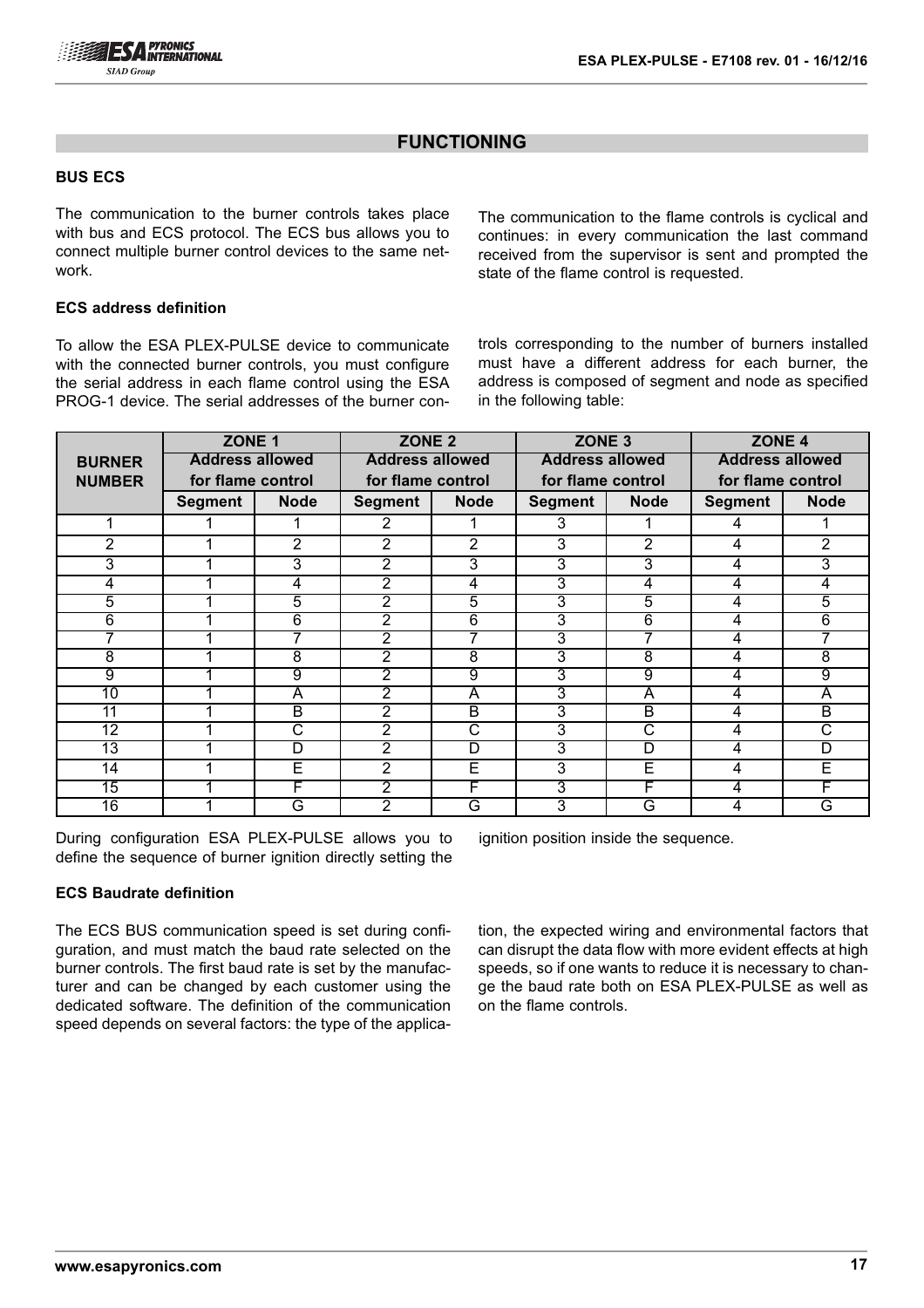## FUNCTIONING

### BUS ECS

The communication to the burner controls takes place with bus and ECS protocol. The ECS bus allows you to connect multiple burner control devices to the same network.

The communication to the flame controls is cyclical and continues: in every communication the last command received from the supervisor is sent and prompted the state of the flame control is requested.

### ECS address definition

To allow the ESA PLEX-PULSE device to communicate with the connected burner controls, you must configure the serial address in each flame control using the ESA PROG-1 device. The serial addresses of the burner controls corresponding to the number of burners installed must have a different address for each burner, the address is composed of segment and node as specified in the following table:

| BURNER NUMBER | ZONE 1 Address allowed for flame control | | ZONE 2 Address allowed for flame control | | ZONE 3 Address allowed for flame control | | ZONE 4 Address allowed for flame control | |
|---|---|---|---|---|---|---|---|---|
| | Segment | Node | Segment | Node | Segment | Node | Segment | Node |
| 1 | 1 | 1 | 2 | 1 | 3 | 1 | 4 | 1 |
| 2 | 1 | 2 | 2 | 2 | 3 | 2 | 4 | 2 |
| 3 | 1 | 3 | 2 | 3 | 3 | 3 | 4 | 3 |
| 4 | 1 | 4 | 2 | 4 | 3 | 4 | 4 | 4 |
| 5 | 1 | 5 | 2 | 5 | 3 | 5 | 4 | 5 |
| 6 | 1 | 6 | 2 | 6 | 3 | 6 | 4 | 6 |
| 7 | 1 | 7 | 2 | 7 | 3 | 7 | 4 | 7 |
| 8 | 1 | 8 | 2 | 8 | 3 | 8 | 4 | 8 |
| 9 | 1 | 9 | 2 | 9 | 3 | 9 | 4 | 9 |
| 10 | 1 | A | 2 | A | 3 | A | 4 | A |
| 11 | 1 | B | 2 | B | 3 | B | 4 | B |
| 12 | 1 | C | 2 | C | 3 | C | 4 | C |
| 13 | 1 | D | 2 | D | 3 | D | 4 | D |
| 14 | 1 | E | 2 | E | 3 | E | 4 | E |
| 15 | 1 | F | 2 | F | 3 | F | 4 | F |
| 16 | 1 | G | 2 | G | 3 | G | 4 | G |

During configuration ESA PLEX-PULSE allows you to define the sequence of burner ignition directly setting the ignition position inside the sequence.

### ECS Baudrate definition

The ECS BUS communication speed is set during configuration, and must match the baud rate selected on the burner controls. The first baud rate is set by the manufacturer and can be changed by each customer using the dedicated software. The definition of the communication speed depends on several factors: the type of the application, the expected wiring and environmental factors that can disrupt the data flow with more evident effects at high speeds, so if one wants to reduce it is necessary to change the baud rate both on ESA PLEX-PULSE as well as on the flame controls.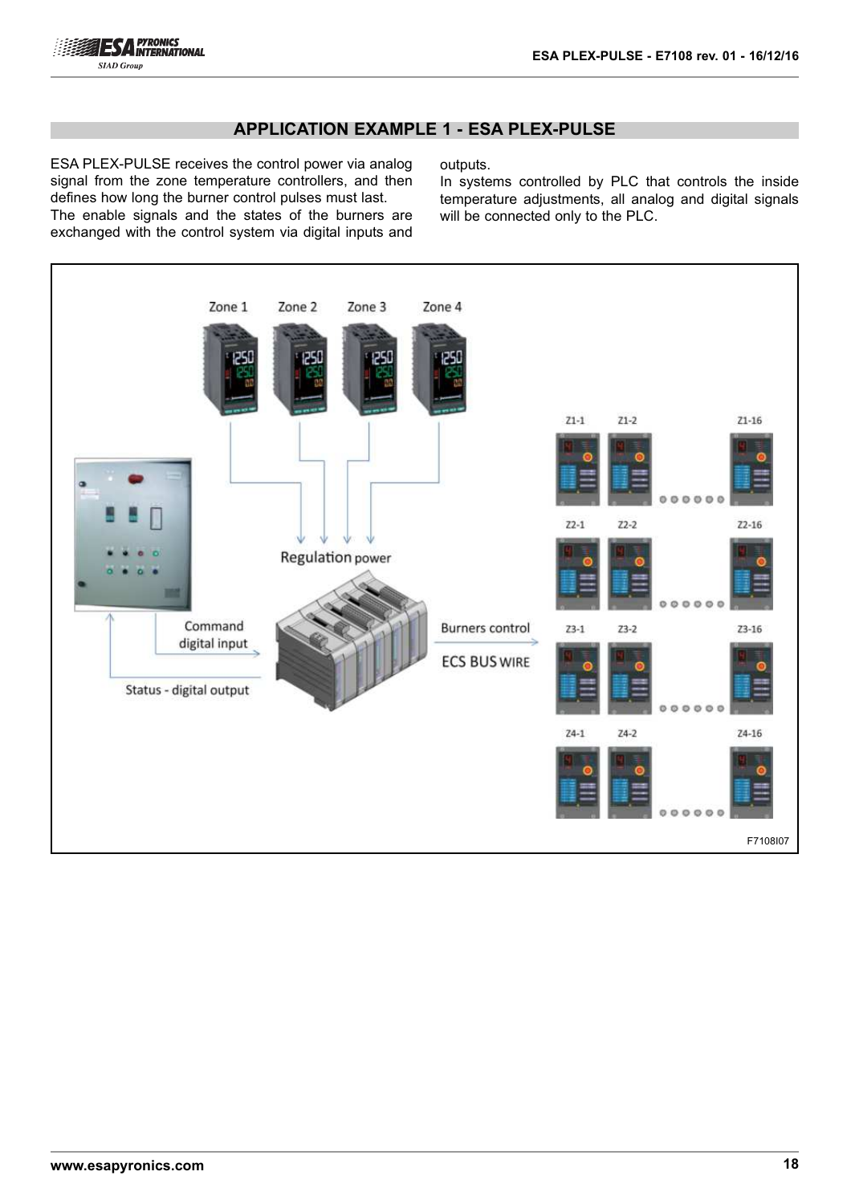## APPLICATION EXAMPLE 1 - ESA PLEX-PULSE

ESA PLEX-PULSE receives the control power via analog signal from the zone temperature controllers, and then defines how long the burner control pulses must last.
The enable signals and the states of the burners are exchanged with the control system via digital inputs and outputs.
In systems controlled by PLC that controls the inside temperature adjustments, all analog and digital signals will be connected only to the PLC.

F7108I07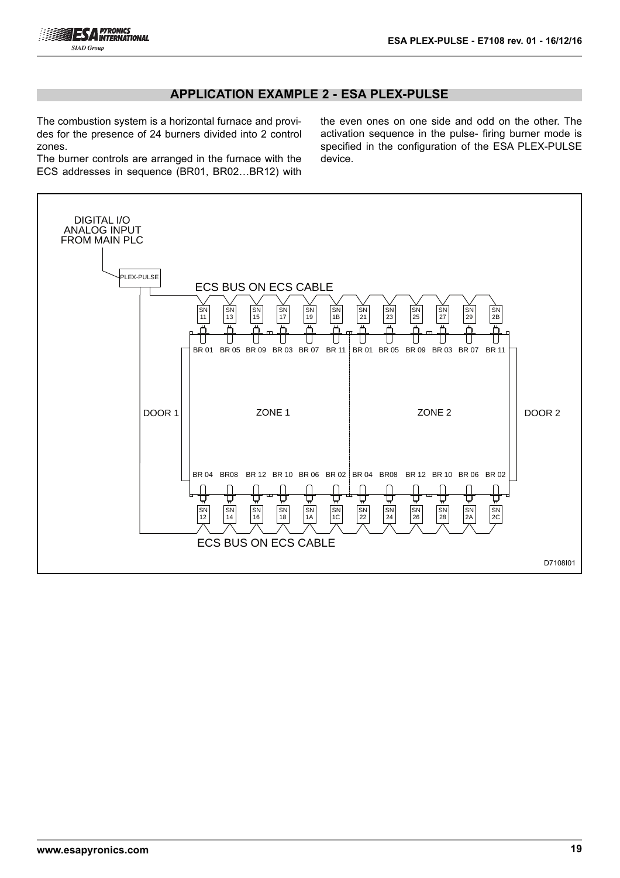## APPLICATION EXAMPLE 2 - ESA PLEX-PULSE

The combustion system is a horizontal furnace and provides for the presence of 24 burners divided into 2 control zones.

The burner controls are arranged in the furnace with the ECS addresses in sequence (BR01, BR02…BR12) with the even ones on one side and odd on the other. The activation sequence in the pulse- firing burner mode is specified in the configuration of the ESA PLEX-PULSE device.

DIGITAL I/O
ANALOG INPUT
FROM MAIN PLC

PLEX-PULSE

ECS BUS ON ECS CABLE

SN 11, SN 13, SN 15, SN 17, SN 19, SN 1B, SN 21, SN 23, SN 25, SN 27, SN 29, SN 2B

BR 01, BR 05, BR 09, BR 03, BR 07, BR 11, BR 01, BR 05, BR 09, BR 03, BR 07, BR 11

DOOR 1 ZONE 1 ZONE 2 DOOR 2

BR 04, BR08, BR 12, BR 10, BR 06, BR 02, BR 04, BR08, BR 12, BR 10, BR 06, BR 02

SN 12, SN 14, SN 16, SN 18, SN 1A, SN 1C, SN 22, SN 24, SN 26, SN 28, SN 2A, SN 2C

ECS BUS ON ECS CABLE

D7108I01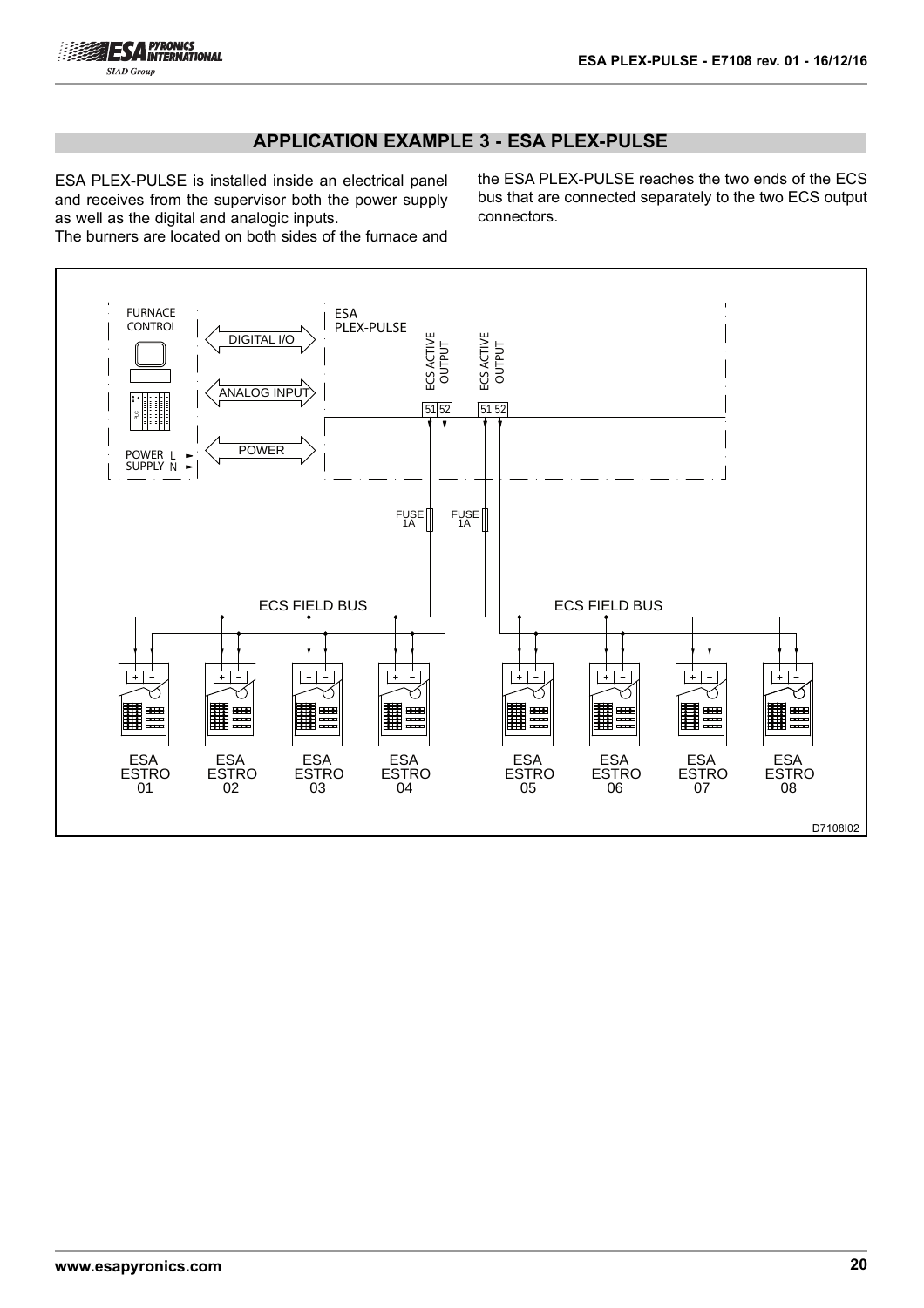## APPLICATION EXAMPLE 3 - ESA PLEX-PULSE

ESA PLEX-PULSE is installed inside an electrical panel and receives from the supervisor both the power supply as well as the digital and analogic inputs.
The burners are located on both sides of the furnace and the ESA PLEX-PULSE reaches the two ends of the ECS bus that are connected separately to the two ECS output connectors.

FURNACE CONTROL

DIGITAL I/O

ANALOG INPUT

POWER

POWER SUPPLY L N

ESA PLEX-PULSE

ECS ACTIVE OUTPUT 51 52

ECS ACTIVE OUTPUT 51 52

FUSE 1A

FUSE 1A

ECS FIELD BUS

ECS FIELD BUS

ESA ESTRO 01

ESA ESTRO 02

ESA ESTRO 03

ESA ESTRO 04

ESA ESTRO 05

ESA ESTRO 06

ESA ESTRO 07

ESA ESTRO 08

D7108I02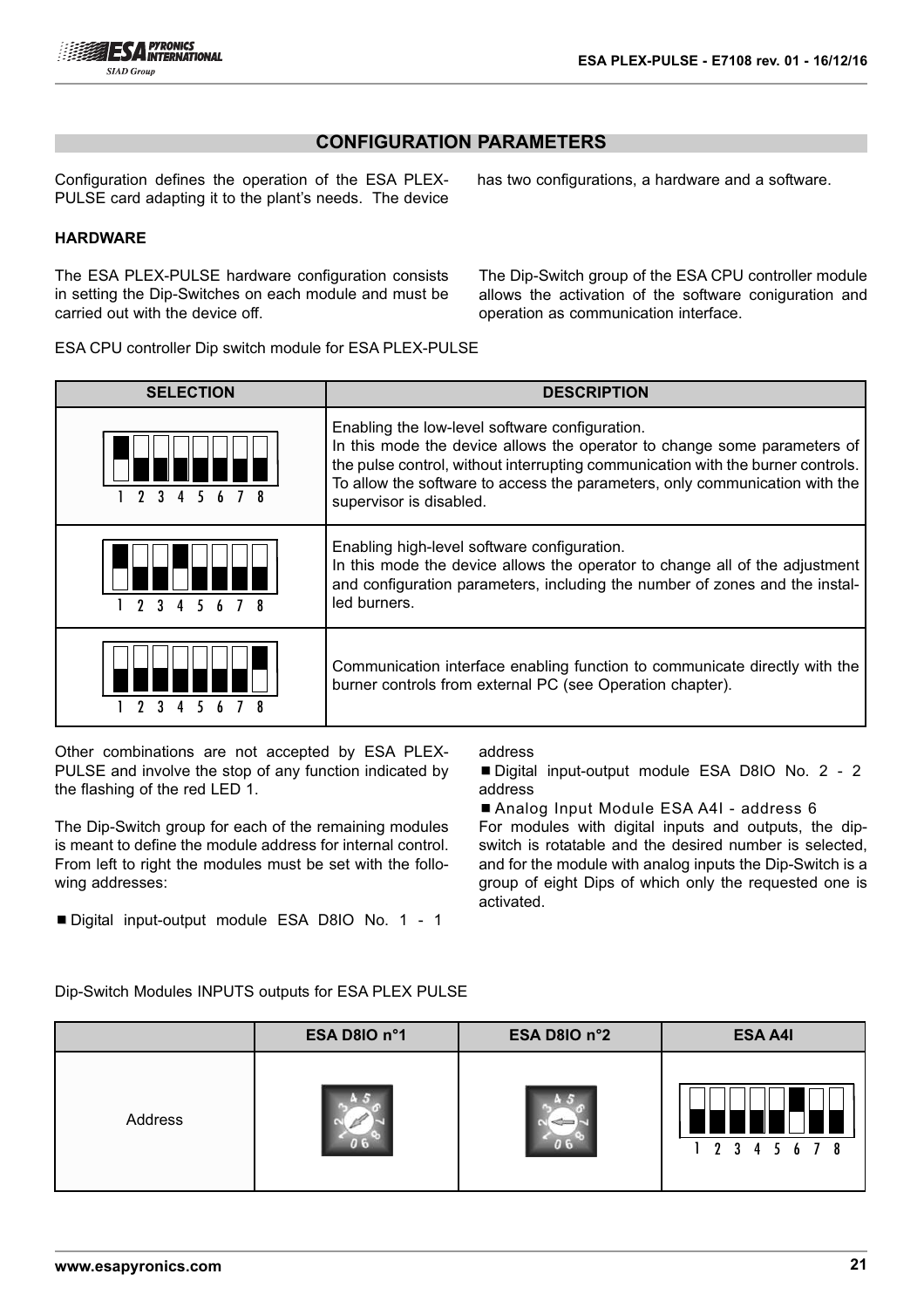## CONFIGURATION PARAMETERS

Configuration defines the operation of the ESA PLEX-PULSE card adapting it to the plant's needs. The device has two configurations, a hardware and a software.

### HARDWARE

The ESA PLEX-PULSE hardware configuration consists in setting the Dip-Switches on each module and must be carried out with the device off.

The Dip-Switch group of the ESA CPU controller module allows the activation of the software coniguration and operation as communication interface.

ESA CPU controller Dip switch module for ESA PLEX-PULSE

| SELECTION | DESCRIPTION |
|---|---|
| 1 2 3 4 5 6 7 8 | Enabling the low-level software configuration. In this mode the device allows the operator to change some parameters of the pulse control, without interrupting communication with the burner controls. To allow the software to access the parameters, only communication with the supervisor is disabled. |
| 1 2 3 4 5 6 7 8 | Enabling high-level software configuration. In this mode the device allows the operator to change all of the adjustment and configuration parameters, including the number of zones and the installed burners. |
| 1 2 3 4 5 6 7 8 | Communication interface enabling function to communicate directly with the burner controls from external PC (see Operation chapter). |

Other combinations are not accepted by ESA PLEX-PULSE and involve the stop of any function indicated by the flashing of the red LED 1.

The Dip-Switch group for each of the remaining modules is meant to define the module address for internal control. From left to right the modules must be set with the following addresses:

- Digital input-output module ESA D8IO No. 1 - 1 address
- Digital input-output module ESA D8IO No. 2 - 2 address
- Analog Input Module ESA A4I - address 6

For modules with digital inputs and outputs, the dip-switch is rotatable and the desired number is selected, and for the module with analog inputs the Dip-Switch is a group of eight Dips of which only the requested one is activated.

Dip-Switch Modules INPUTS outputs for ESA PLEX PULSE

| | ESA D8IO n°1 | ESA D8IO n°2 | ESA A4I |
|---|---|---|---|
| Address | | | 1 2 3 4 5 6 7 8 |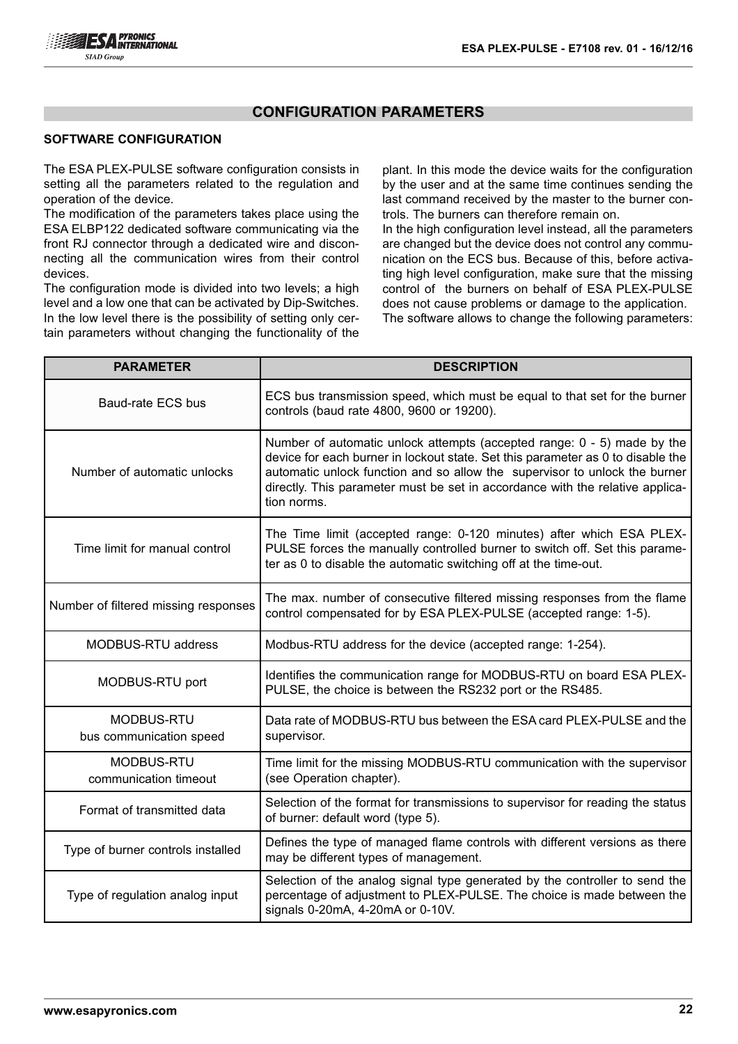## CONFIGURATION PARAMETERS

### SOFTWARE CONFIGURATION

The ESA PLEX-PULSE software configuration consists in setting all the parameters related to the regulation and operation of the device.
The modification of the parameters takes place using the ESA ELBP122 dedicated software communicating via the front RJ connector through a dedicated wire and disconnecting all the communication wires from their control devices.
The configuration mode is divided into two levels; a high level and a low one that can be activated by Dip-Switches.
In the low level there is the possibility of setting only certain parameters without changing the functionality of the plant. In this mode the device waits for the configuration by the user and at the same time continues sending the last command received by the master to the burner controls. The burners can therefore remain on.
In the high configuration level instead, all the parameters are changed but the device does not control any communication on the ECS bus. Because of this, before activating high level configuration, make sure that the missing control of the burners on behalf of ESA PLEX-PULSE does not cause problems or damage to the application.
The software allows to change the following parameters:

| PARAMETER | DESCRIPTION |
| --- | --- |
| Baud-rate ECS bus | ECS bus transmission speed, which must be equal to that set for the burner controls (baud rate 4800, 9600 or 19200). |
| Number of automatic unlocks | Number of automatic unlock attempts (accepted range: 0 - 5) made by the device for each burner in lockout state. Set this parameter as 0 to disable the automatic unlock function and so allow the supervisor to unlock the burner directly. This parameter must be set in accordance with the relative application norms. |
| Time limit for manual control | The Time limit (accepted range: 0-120 minutes) after which ESA PLEX-PULSE forces the manually controlled burner to switch off. Set this parameter as 0 to disable the automatic switching off at the time-out. |
| Number of filtered missing responses | The max. number of consecutive filtered missing responses from the flame control compensated for by ESA PLEX-PULSE (accepted range: 1-5). |
| MODBUS-RTU address | Modbus-RTU address for the device (accepted range: 1-254). |
| MODBUS-RTU port | Identifies the communication range for MODBUS-RTU on board ESA PLEX-PULSE, the choice is between the RS232 port or the RS485. |
| MODBUS-RTU bus communication speed | Data rate of MODBUS-RTU bus between the ESA card PLEX-PULSE and the supervisor. |
| MODBUS-RTU communication timeout | Time limit for the missing MODBUS-RTU communication with the supervisor (see Operation chapter). |
| Format of transmitted data | Selection of the format for transmissions to supervisor for reading the status of burner: default word (type 5). |
| Type of burner controls installed | Defines the type of managed flame controls with different versions as there may be different types of management. |
| Type of regulation analog input | Selection of the analog signal type generated by the controller to send the percentage of adjustment to PLEX-PULSE. The choice is made between the signals 0-20mA, 4-20mA or 0-10V. |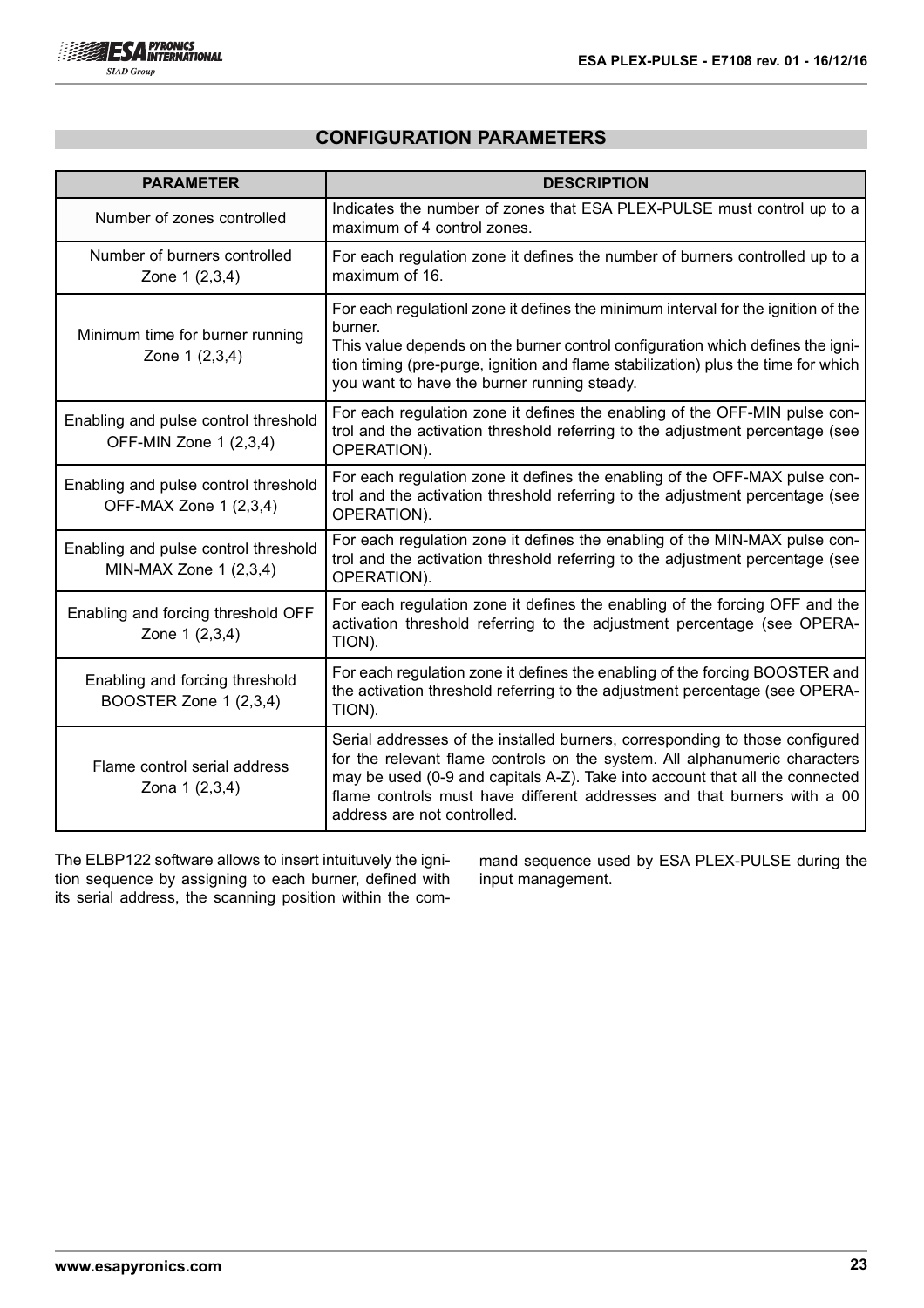## CONFIGURATION PARAMETERS

| PARAMETER | DESCRIPTION |
|---|---|
| Number of zones controlled | Indicates the number of zones that ESA PLEX-PULSE must control up to a maximum of 4 control zones. |
| Number of burners controlled Zone 1 (2,3,4) | For each regulation zone it defines the number of burners controlled up to a maximum of 16. |
| Minimum time for burner running Zone 1 (2,3,4) | For each regulationl zone it defines the minimum interval for the ignition of the burner. This value depends on the burner control configuration which defines the ignition timing (pre-purge, ignition and flame stabilization) plus the time for which you want to have the burner running steady. |
| Enabling and pulse control threshold OFF-MIN Zone 1 (2,3,4) | For each regulation zone it defines the enabling of the OFF-MIN pulse control and the activation threshold referring to the adjustment percentage (see OPERATION). |
| Enabling and pulse control threshold OFF-MAX Zone 1 (2,3,4) | For each regulation zone it defines the enabling of the OFF-MAX pulse control and the activation threshold referring to the adjustment percentage (see OPERATION). |
| Enabling and pulse control threshold MIN-MAX Zone 1 (2,3,4) | For each regulation zone it defines the enabling of the MIN-MAX pulse control and the activation threshold referring to the adjustment percentage (see OPERATION). |
| Enabling and forcing threshold OFF Zone 1 (2,3,4) | For each regulation zone it defines the enabling of the forcing OFF and the activation threshold referring to the adjustment percentage (see OPERATION). |
| Enabling and forcing threshold BOOSTER Zone 1 (2,3,4) | For each regulation zone it defines the enabling of the forcing BOOSTER and the activation threshold referring to the adjustment percentage (see OPERATION). |
| Flame control serial address Zona 1 (2,3,4) | Serial addresses of the installed burners, corresponding to those configured for the relevant flame controls on the system. All alphanumeric characters may be used (0-9 and capitals A-Z). Take into account that all the connected flame controls must have different addresses and that burners with a 00 address are not controlled. |

The ELBP122 software allows to insert intuituvely the ignition sequence by assigning to each burner, defined with its serial address, the scanning position within the command sequence used by ESA PLEX-PULSE during the input management.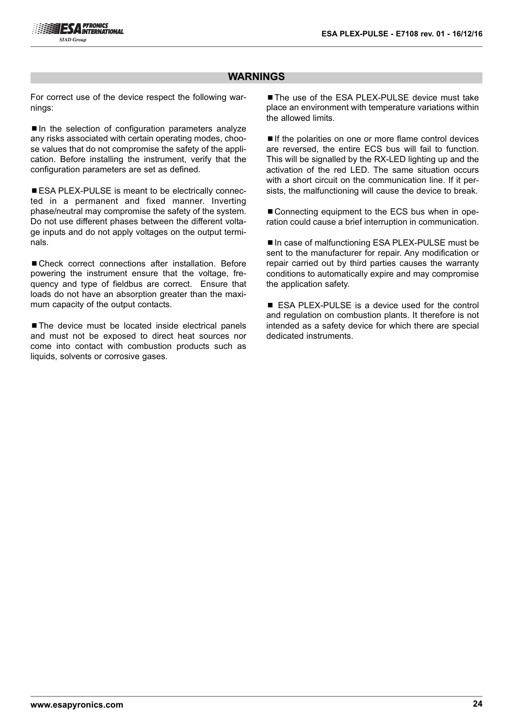## WARNINGS

For correct use of the device respect the following warnings:

■ In the selection of configuration parameters analyze any risks associated with certain operating modes, choose values that do not compromise the safety of the application. Before installing the instrument, verify that the configuration parameters are set as defined.

■ ESA PLEX-PULSE is meant to be electrically connected in a permanent and fixed manner. Inverting phase/neutral may compromise the safety of the system. Do not use different phases between the different voltage inputs and do not apply voltages on the output terminals.

■ Check correct connections after installation. Before powering the instrument ensure that the voltage, frequency and type of fieldbus are correct. Ensure that loads do not have an absorption greater than the maximum capacity of the output contacts.

■ The device must be located inside electrical panels and must not be exposed to direct heat sources nor come into contact with combustion products such as liquids, solvents or corrosive gases.

■ The use of the ESA PLEX-PULSE device must take place an environment with temperature variations within the allowed limits.

■ If the polarities on one or more flame control devices are reversed, the entire ECS bus will fail to function. This will be signalled by the RX-LED lighting up and the activation of the red LED. The same situation occurs with a short circuit on the communication line. If it persists, the malfunctioning will cause the device to break.

■ Connecting equipment to the ECS bus when in operation could cause a brief interruption in communication.

■ In case of malfunctioning ESA PLEX-PULSE must be sent to the manufacturer for repair. Any modification or repair carried out by third parties causes the warranty conditions to automatically expire and may compromise the application safety.

■ ESA PLEX-PULSE is a device used for the control and regulation on combustion plants. It therefore is not intended as a safety device for which there are special dedicated instruments.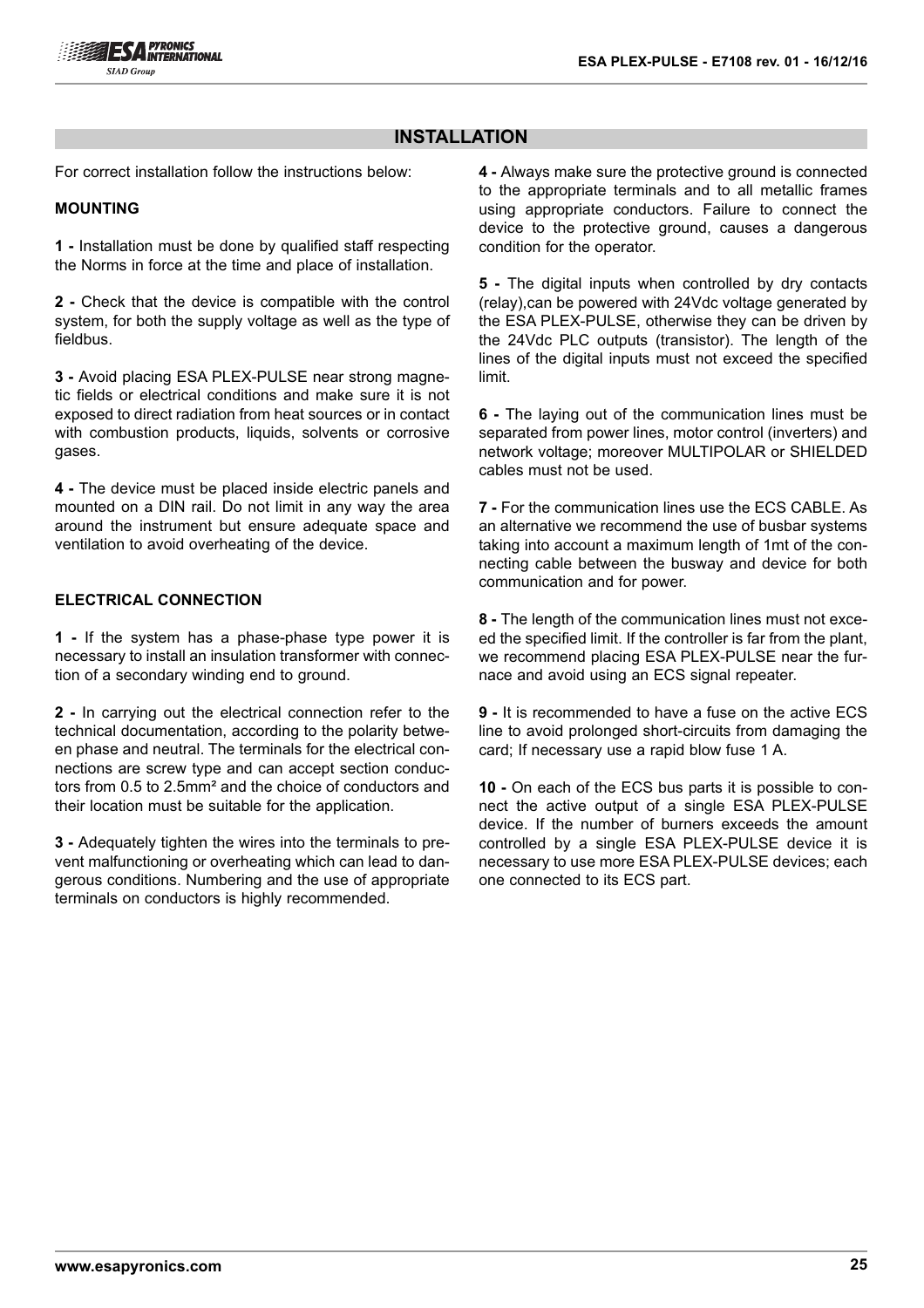## INSTALLATION

For correct installation follow the instructions below:

### MOUNTING

**1 -** Installation must be done by qualified staff respecting the Norms in force at the time and place of installation.

**2 -** Check that the device is compatible with the control system, for both the supply voltage as well as the type of fieldbus.

**3 -** Avoid placing ESA PLEX-PULSE near strong magnetic fields or electrical conditions and make sure it is not exposed to direct radiation from heat sources or in contact with combustion products, liquids, solvents or corrosive gases.

**4 -** The device must be placed inside electric panels and mounted on a DIN rail. Do not limit in any way the area around the instrument but ensure adequate space and ventilation to avoid overheating of the device.

### ELECTRICAL CONNECTION

**1 -** If the system has a phase-phase type power it is necessary to install an insulation transformer with connection of a secondary winding end to ground.

**2 -** In carrying out the electrical connection refer to the technical documentation, according to the polarity between phase and neutral. The terminals for the electrical connections are screw type and can accept section conductors from 0.5 to 2.5mm² and the choice of conductors and their location must be suitable for the application.

**3 -** Adequately tighten the wires into the terminals to prevent malfunctioning or overheating which can lead to dangerous conditions. Numbering and the use of appropriate terminals on conductors is highly recommended.

**4 -** Always make sure the protective ground is connected to the appropriate terminals and to all metallic frames using appropriate conductors. Failure to connect the device to the protective ground, causes a dangerous condition for the operator.

**5 -** The digital inputs when controlled by dry contacts (relay),can be powered with 24Vdc voltage generated by the ESA PLEX-PULSE, otherwise they can be driven by the 24Vdc PLC outputs (transistor). The length of the lines of the digital inputs must not exceed the specified limit.

**6 -** The laying out of the communication lines must be separated from power lines, motor control (inverters) and network voltage; moreover MULTIPOLAR or SHIELDED cables must not be used.

**7 -** For the communication lines use the ECS CABLE. As an alternative we recommend the use of busbar systems taking into account a maximum length of 1mt of the connecting cable between the busway and device for both communication and for power.

**8 -** The length of the communication lines must not exceed the specified limit. If the controller is far from the plant, we recommend placing ESA PLEX-PULSE near the furnace and avoid using an ECS signal repeater.

**9 -** It is recommended to have a fuse on the active ECS line to avoid prolonged short-circuits from damaging the card; If necessary use a rapid blow fuse 1 A.

**10 -** On each of the ECS bus parts it is possible to connect the active output of a single ESA PLEX-PULSE device. If the number of burners exceeds the amount controlled by a single ESA PLEX-PULSE device it is necessary to use more ESA PLEX-PULSE devices; each one connected to its ECS part.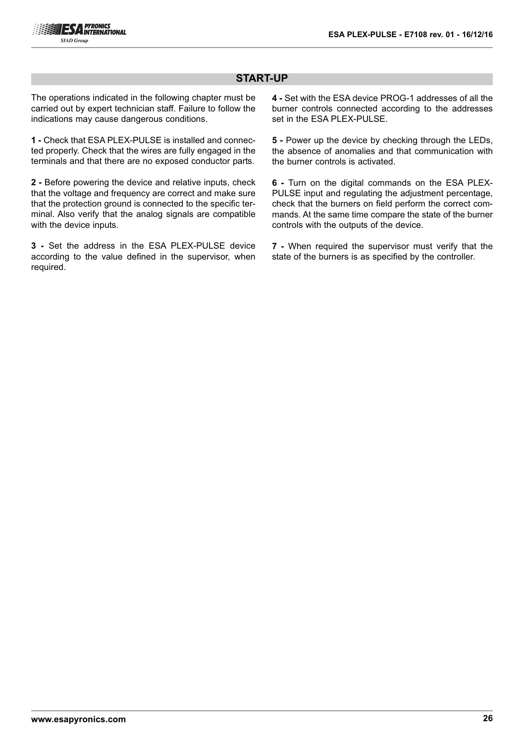## START-UP

The operations indicated in the following chapter must be carried out by expert technician staff. Failure to follow the indications may cause dangerous conditions.

**1 -** Check that ESA PLEX-PULSE is installed and connected properly. Check that the wires are fully engaged in the terminals and that there are no exposed conductor parts.

**2 -** Before powering the device and relative inputs, check that the voltage and frequency are correct and make sure that the protection ground is connected to the specific terminal. Also verify that the analog signals are compatible with the device inputs.

**3 -** Set the address in the ESA PLEX-PULSE device according to the value defined in the supervisor, when required.

**4 -** Set with the ESA device PROG-1 addresses of all the burner controls connected according to the addresses set in the ESA PLEX-PULSE.

**5 -** Power up the device by checking through the LEDs, the absence of anomalies and that communication with the burner controls is activated.

**6 -** Turn on the digital commands on the ESA PLEX-PULSE input and regulating the adjustment percentage, check that the burners on field perform the correct commands. At the same time compare the state of the burner controls with the outputs of the device.

**7 -** When required the supervisor must verify that the state of the burners is as specified by the controller.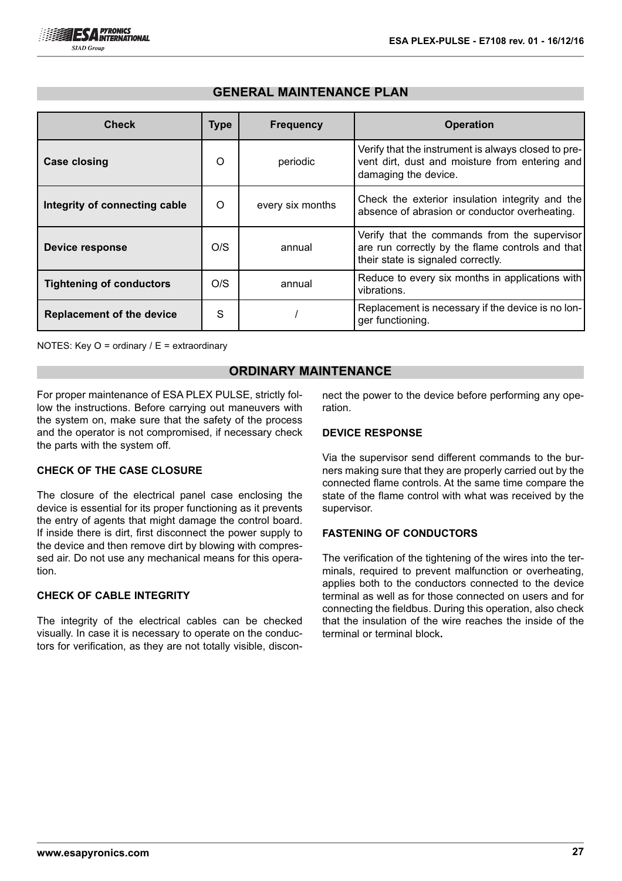## GENERAL MAINTENANCE PLAN

| Check | Type | Frequency | Operation |
|---|---|---|---|
| **Case closing** | O | periodic | Verify that the instrument is always closed to prevent dirt, dust and moisture from entering and damaging the device. |
| **Integrity of connecting cable** | O | every six months | Check the exterior insulation integrity and the absence of abrasion or conductor overheating. |
| **Device response** | O/S | annual | Verify that the commands from the supervisor are run correctly by the flame controls and that their state is signaled correctly. |
| **Tightening of conductors** | O/S | annual | Reduce to every six months in applications with vibrations. |
| **Replacement of the device** | S | / | Replacement is necessary if the device is no longer functioning. |

NOTES: Key O = ordinary / E = extraordinary

## ORDINARY MAINTENANCE

For proper maintenance of ESA PLEX PULSE, strictly follow the instructions. Before carrying out maneuvers with the system on, make sure that the safety of the process and the operator is not compromised, if necessary check the parts with the system off.

### CHECK OF THE CASE CLOSURE

The closure of the electrical panel case enclosing the device is essential for its proper functioning as it prevents the entry of agents that might damage the control board. If inside there is dirt, first disconnect the power supply to the device and then remove dirt by blowing with compressed air. Do not use any mechanical means for this operation.

### CHECK OF CABLE INTEGRITY

The integrity of the electrical cables can be checked visually. In case it is necessary to operate on the conductors for verification, as they are not totally visible, disconnect the power to the device before performing any operation.

### DEVICE RESPONSE

Via the supervisor send different commands to the burners making sure that they are properly carried out by the connected flame controls. At the same time compare the state of the flame control with what was received by the supervisor.

### FASTENING OF CONDUCTORS

The verification of the tightening of the wires into the terminals, required to prevent malfunction or overheating, applies both to the conductors connected to the device terminal as well as for those connected on users and for connecting the fieldbus. During this operation, also check that the insulation of the wire reaches the inside of the terminal or terminal block.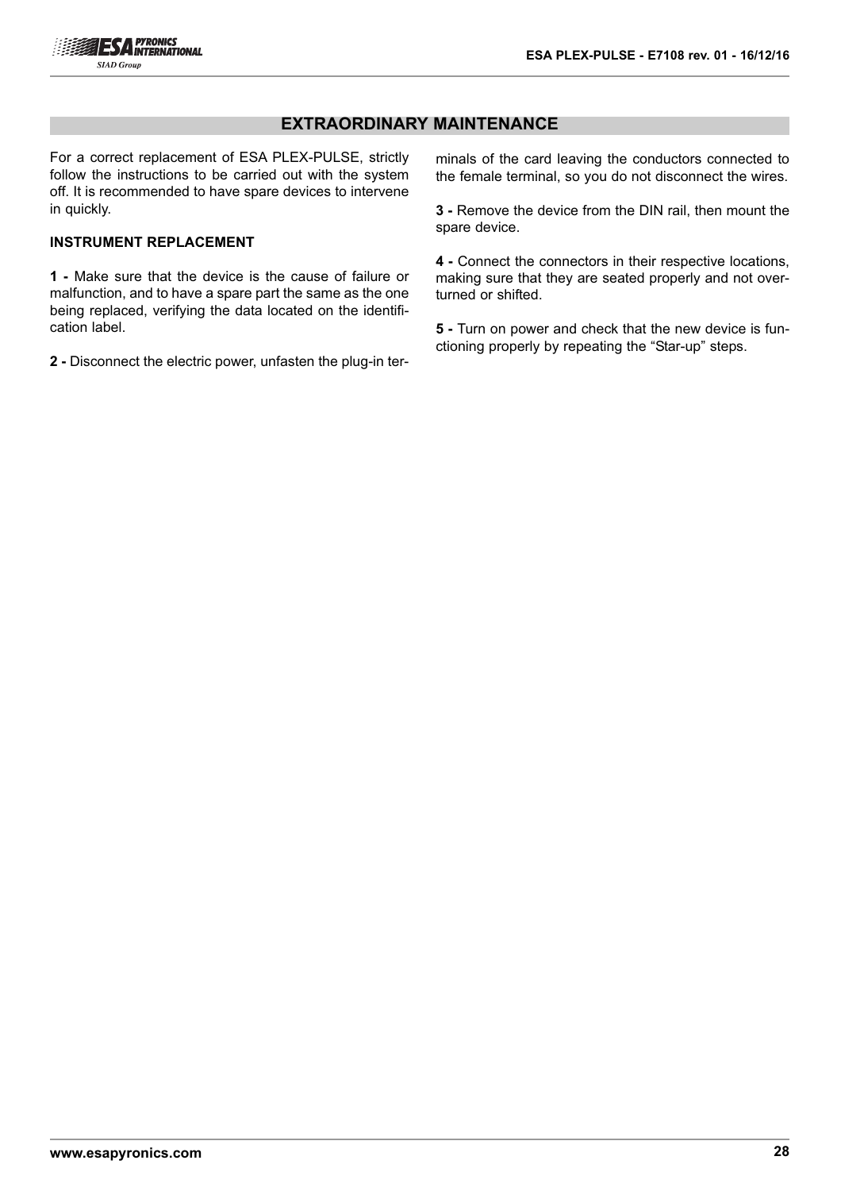## EXTRAORDINARY MAINTENANCE

For a correct replacement of ESA PLEX-PULSE, strictly follow the instructions to be carried out with the system off. It is recommended to have spare devices to intervene in quickly.

### INSTRUMENT REPLACEMENT

**1 -** Make sure that the device is the cause of failure or malfunction, and to have a spare part the same as the one being replaced, verifying the data located on the identification label.

**2 -** Disconnect the electric power, unfasten the plug-in terminals of the card leaving the conductors connected to the female terminal, so you do not disconnect the wires.

**3 -** Remove the device from the DIN rail, then mount the spare device.

**4 -** Connect the connectors in their respective locations, making sure that they are seated properly and not overturned or shifted.

**5 -** Turn on power and check that the new device is functioning properly by repeating the “Star-up” steps.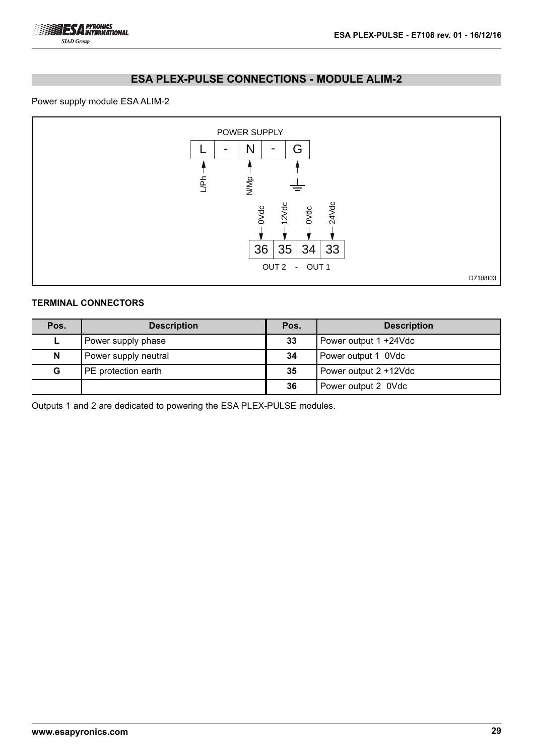## ESA PLEX-PULSE CONNECTIONS - MODULE ALIM-2

Power supply module ESA ALIM-2

POWER SUPPLY

| L | - | N | - | G |
|---|---|---|---|---|

L/Ph N/Mp

0Vdc 12Vdc 0Vdc 24Vdc

| 36 | 35 | 34 | 33 |
|---|---|---|---|

OUT 2 - OUT 1

D7108I03

**TERMINAL CONNECTORS**

| Pos. | Description | Pos. | Description |
|---|---|---|---|
| **L** | Power supply phase | **33** | Power output 1 +24Vdc |
| **N** | Power supply neutral | **34** | Power output 1 0Vdc |
| **G** | PE protection earth | **35** | Power output 2 +12Vdc |
| | | **36** | Power output 2 0Vdc |

Outputs 1 and 2 are dedicated to powering the ESA PLEX-PULSE modules.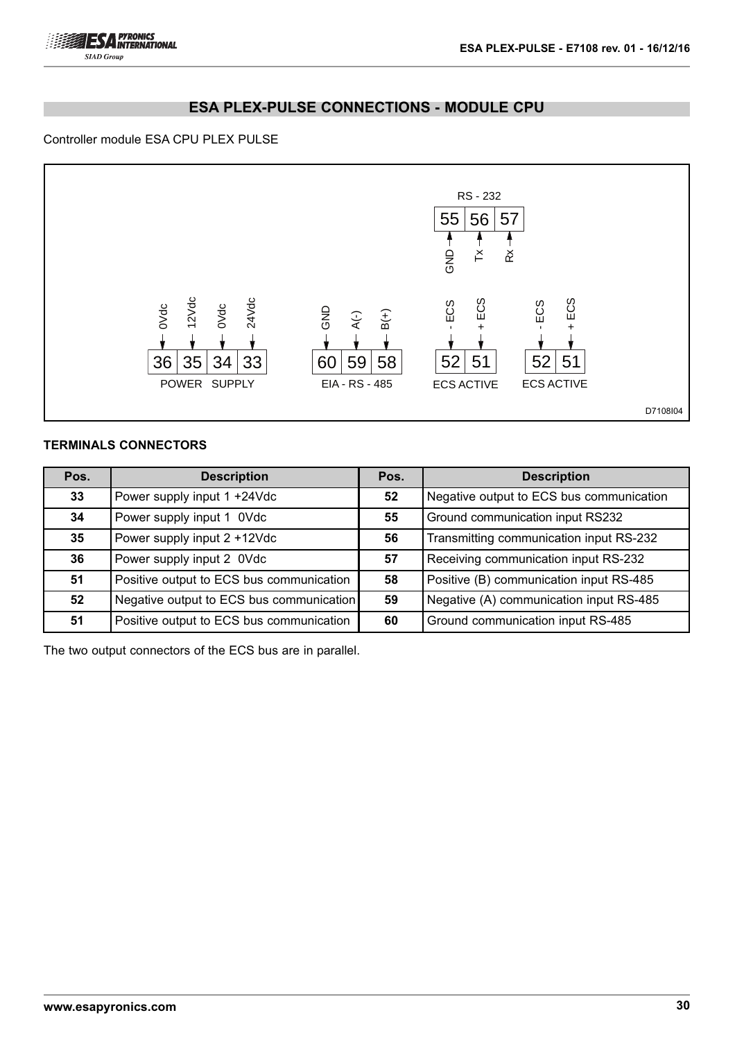## ESA PLEX-PULSE CONNECTIONS - MODULE CPU

Controller module ESA CPU PLEX PULSE

RS - 232

| 55 | 56 | 57 |
|---|---|---|
| GND | Tx | Rx |

POWER SUPPLY

| 36 | 35 | 34 | 33 |
|---|---|---|---|
| 0Vdc | 12Vdc | 0Vdc | 24Vdc |

EIA - RS - 485

| 60 | 59 | 58 |
|---|---|---|
| GND | A(-) | B(+) |

ECS ACTIVE

| 52 | 51 |
|---|---|
| - ECS | + ECS |

ECS ACTIVE

| 52 | 51 |
|---|---|
| - ECS | + ECS |

D7108I04

### TERMINALS CONNECTORS

| Pos. | Description | Pos. | Description |
|---|---|---|---|
| 33 | Power supply input 1 +24Vdc | 52 | Negative output to ECS bus communication |
| 34 | Power supply input 1 0Vdc | 55 | Ground communication input RS232 |
| 35 | Power supply input 2 +12Vdc | 56 | Transmitting communication input RS-232 |
| 36 | Power supply input 2 0Vdc | 57 | Receiving communication input RS-232 |
| 51 | Positive output to ECS bus communication | 58 | Positive (B) communication input RS-485 |
| 52 | Negative output to ECS bus communication | 59 | Negative (A) communication input RS-485 |
| 51 | Positive output to ECS bus communication | 60 | Ground communication input RS-485 |

The two output connectors of the ECS bus are in parallel.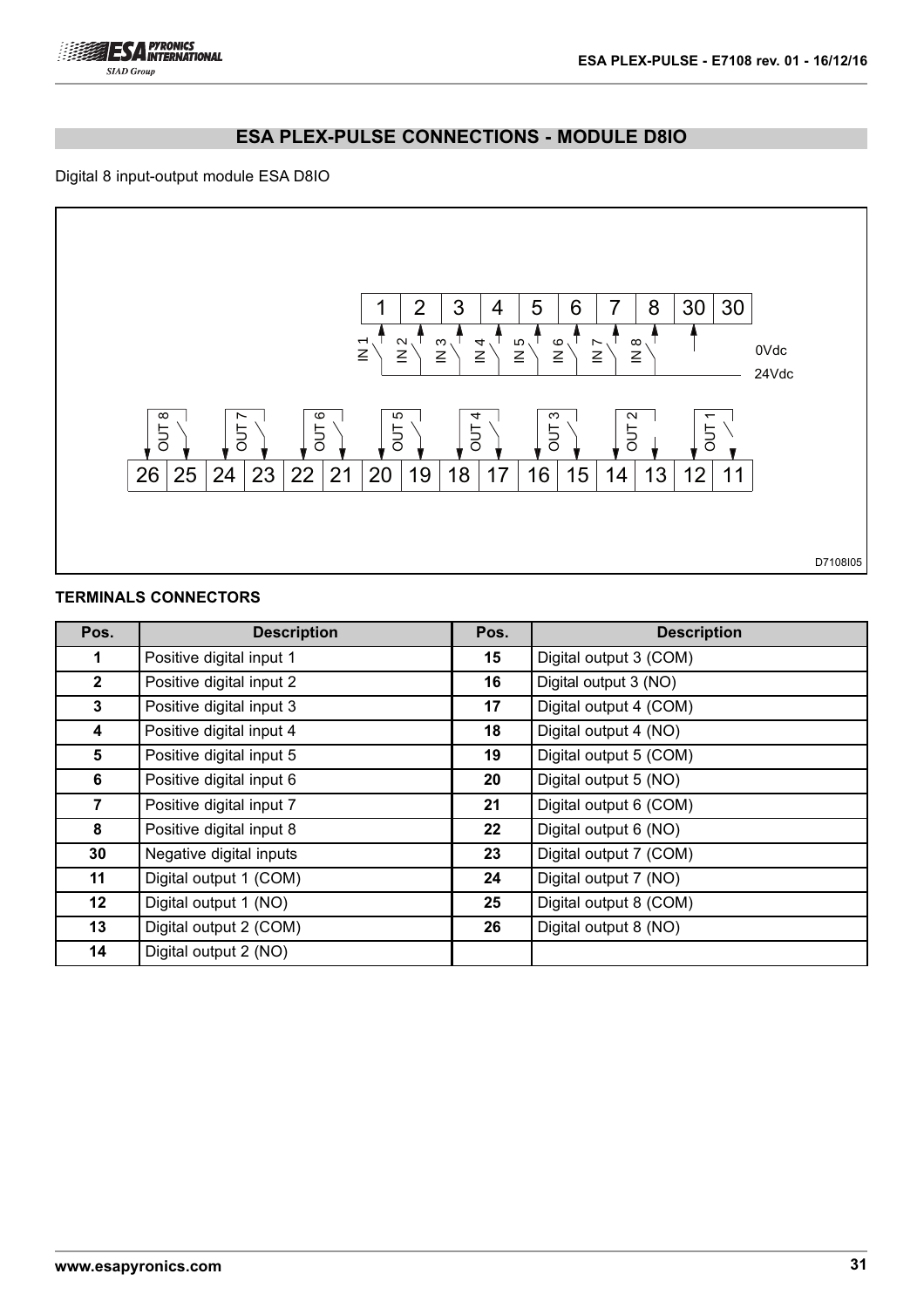## ESA PLEX-PULSE CONNECTIONS - MODULE D8IO

Digital 8 input-output module ESA D8IO

D7108I05

### TERMINALS CONNECTORS

| Pos. | Description | Pos. | Description |
|---|---|---|---|
| **1** | Positive digital input 1 | **15** | Digital output 3 (COM) |
| **2** | Positive digital input 2 | **16** | Digital output 3 (NO) |
| **3** | Positive digital input 3 | **17** | Digital output 4 (COM) |
| **4** | Positive digital input 4 | **18** | Digital output 4 (NO) |
| **5** | Positive digital input 5 | **19** | Digital output 5 (COM) |
| **6** | Positive digital input 6 | **20** | Digital output 5 (NO) |
| **7** | Positive digital input 7 | **21** | Digital output 6 (COM) |
| **8** | Positive digital input 8 | **22** | Digital output 6 (NO) |
| **30** | Negative digital inputs | **23** | Digital output 7 (COM) |
| **11** | Digital output 1 (COM) | **24** | Digital output 7 (NO) |
| **12** | Digital output 1 (NO) | **25** | Digital output 8 (COM) |
| **13** | Digital output 2 (COM) | **26** | Digital output 8 (NO) |
| **14** | Digital output 2 (NO) | | |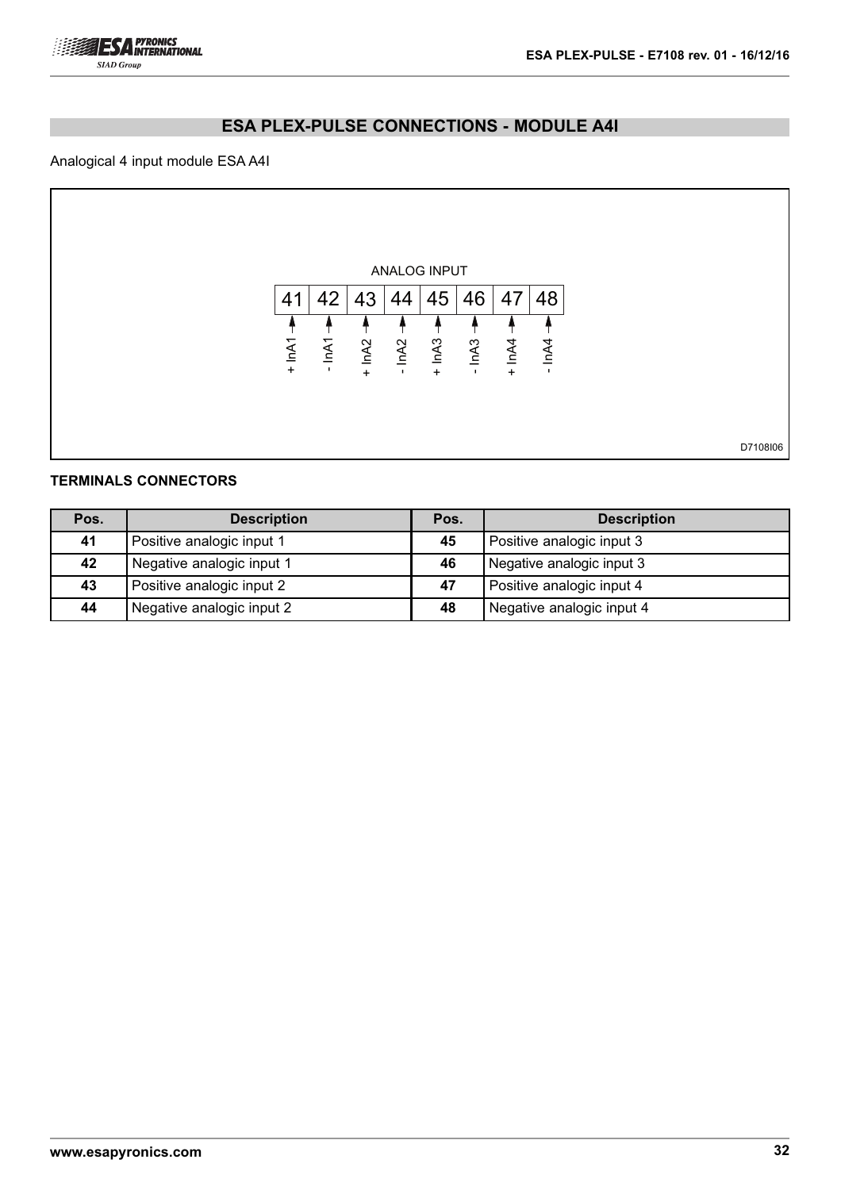## ESA PLEX-PULSE CONNECTIONS - MODULE A4I

Analogical 4 input module ESA A4I

ANALOG INPUT

| 41 | 42 | 43 | 44 | 45 | 46 | 47 | 48 |
|---|---|---|---|---|---|---|---|
| + InA1 | - InA1 | + InA2 | - InA2 | + InA3 | - InA3 | + InA4 | - InA4 |

D7108I06

### TERMINALS CONNECTORS

| Pos. | Description | Pos. | Description |
|---|---|---|---|
| **41** | Positive analogic input 1 | **45** | Positive analogic input 3 |
| **42** | Negative analogic input 1 | **46** | Negative analogic input 3 |
| **43** | Positive analogic input 2 | **47** | Positive analogic input 4 |
| **44** | Negative analogic input 2 | **48** | Negative analogic input 4 |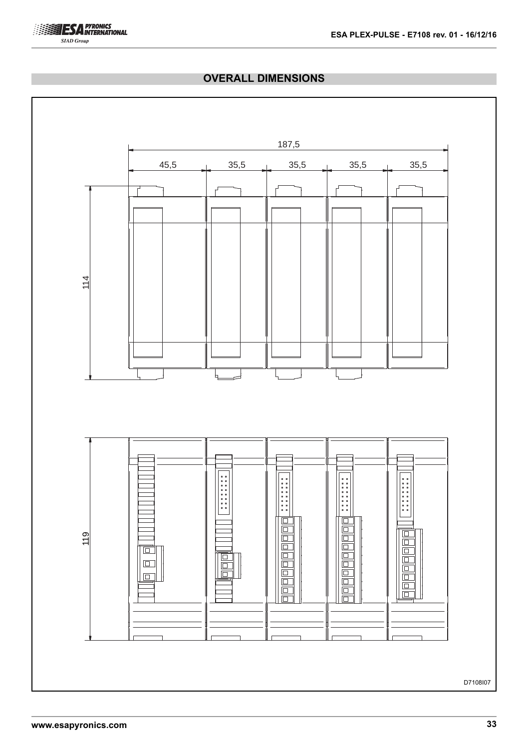## OVERALL DIMENSIONS

187,5

45,5 35,5 35,5 35,5 35,5

114

119

D7108I07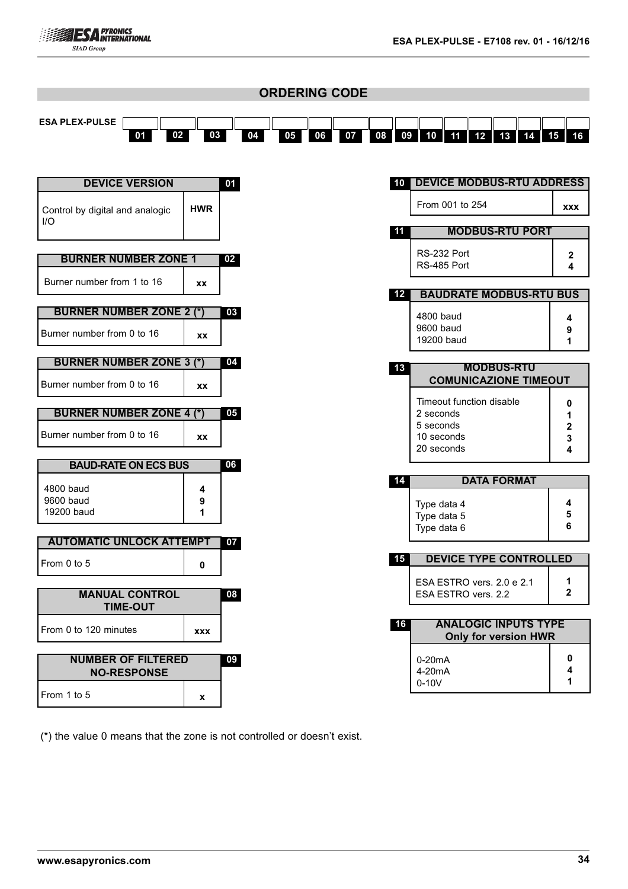## ORDERING CODE

ESA PLEX-PULSE

| | | | | | | | | | | | | | | | |
|---|---|---|---|---|---|---|---|---|---|---|---|---|---|---|---|
| 01 | 02 | 03 | 04 | 05 | 06 | 07 | 08 | 09 | 10 | 11 | 12 | 13 | 14 | 15 | 16 |

| DEVICE VERSION | 01 |
|---|---|
| Control by digital and analogic I/O | HWR |

| BURNER NUMBER ZONE 1 | 02 |
|---|---|
| Burner number from 1 to 16 | xx |

| BURNER NUMBER ZONE 2 (*) | 03 |
|---|---|
| Burner number from 0 to 16 | xx |

| BURNER NUMBER ZONE 3 (*) | 04 |
|---|---|
| Burner number from 0 to 16 | xx |

| BURNER NUMBER ZONE 4 (*) | 05 |
|---|---|
| Burner number from 0 to 16 | xx |

| BAUD-RATE ON ECS BUS | 06 |
|---|---|
| 4800 baud | 4 |
| 9600 baud | 9 |
| 19200 baud | 1 |

| AUTOMATIC UNLOCK ATTEMPT | 07 |
|---|---|
| From 0 to 5 | 0 |

| MANUAL CONTROL TIME-OUT | 08 |
|---|---|
| From 0 to 120 minutes | xxx |

| NUMBER OF FILTERED NO-RESPONSE | 09 |
|---|---|
| From 1 to 5 | x |

| 10 | DEVICE MODBUS-RTU ADDRESS |
|---|---|
| From 001 to 254 | xxx |

| 11 | MODBUS-RTU PORT |
|---|---|
| RS-232 Port | 2 |
| RS-485 Port | 4 |

| 12 | BAUDRATE MODBUS-RTU BUS |
|---|---|
| 4800 baud | 4 |
| 9600 baud | 9 |
| 19200 baud | 1 |

| 13 | MODBUS-RTU COMUNICAZIONE TIMEOUT |
|---|---|
| Timeout function disable | 0 |
| 2 seconds | 1 |
| 5 seconds | 2 |
| 10 seconds | 3 |
| 20 seconds | 4 |

| 14 | DATA FORMAT |
|---|---|
| Type data 4 | 4 |
| Type data 5 | 5 |
| Type data 6 | 6 |

| 15 | DEVICE TYPE CONTROLLED |
|---|---|
| ESA ESTRO vers. 2.0 e 2.1 | 1 |
| ESA ESTRO vers. 2.2 | 2 |

| 16 | ANALOGIC INPUTS TYPE Only for version HWR |
|---|---|
| 0-20mA | 0 |
| 4-20mA | 4 |
| 0-10V | 1 |

(*) the value 0 means that the zone is not controlled or doesn't exist.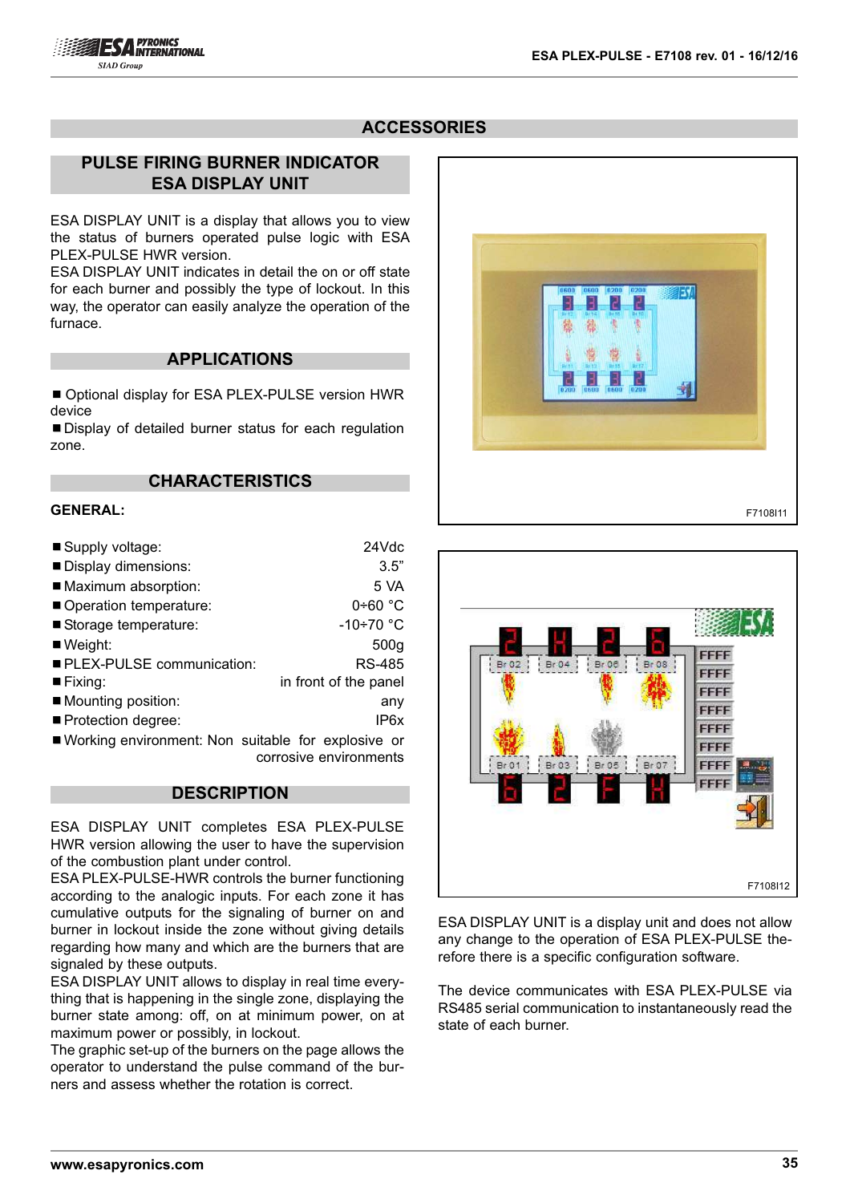# ACCESSORIES

## PULSE FIRING BURNER INDICATOR ESA DISPLAY UNIT

ESA DISPLAY UNIT is a display that allows you to view the status of burners operated pulse logic with ESA PLEX-PULSE HWR version.
ESA DISPLAY UNIT indicates in detail the on or off state for each burner and possibly the type of lockout. In this way, the operator can easily analyze the operation of the furnace.

## APPLICATIONS

- Optional display for ESA PLEX-PULSE version HWR device
- Display of detailed burner status for each regulation zone.

## CHARACTERISTICS

**GENERAL:**

- Supply voltage: 24Vdc
- Display dimensions: 3.5"
- Maximum absorption: 5 VA
- Operation temperature: 0÷60 °C
- Storage temperature: -10÷70 °C
- Weight: 500g
- PLEX-PULSE communication: RS-485
- Fixing: in front of the panel
- Mounting position: any
- Protection degree: IP6x
- Working environment: Non suitable for explosive or corrosive environments

## DESCRIPTION

ESA DISPLAY UNIT completes ESA PLEX-PULSE HWR version allowing the user to have the supervision of the combustion plant under control.
ESA PLEX-PULSE-HWR controls the burner functioning according to the analogic inputs. For each zone it has cumulative outputs for the signaling of burner on and burner in lockout inside the zone without giving details regarding how many and which are the burners that are signaled by these outputs.
ESA DISPLAY UNIT allows to display in real time everything that is happening in the single zone, displaying the burner state among: off, on at minimum power, on at maximum power or possibly, in lockout.
The graphic set-up of the burners on the page allows the operator to understand the pulse command of the burners and assess whether the rotation is correct.

F7108I11

F7108I12

ESA DISPLAY UNIT is a display unit and does not allow any change to the operation of ESA PLEX-PULSE therefore there is a specific configuration software.

The device communicates with ESA PLEX-PULSE via RS485 serial communication to instantaneously read the state of each burner.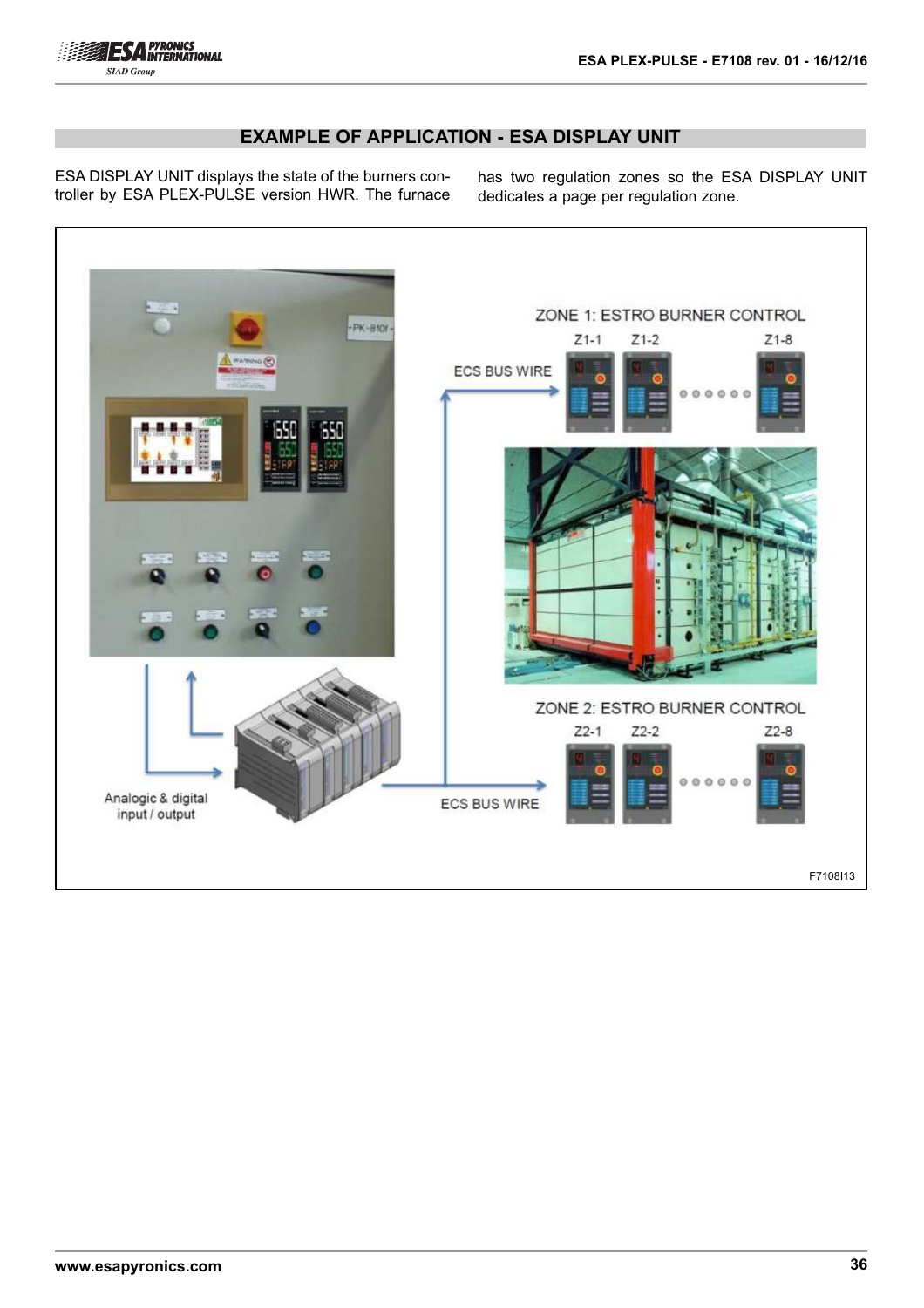## EXAMPLE OF APPLICATION - ESA DISPLAY UNIT

ESA DISPLAY UNIT displays the state of the burners controller by ESA PLEX-PULSE version HWR. The furnace has two regulation zones so the ESA DISPLAY UNIT dedicates a page per regulation zone.

ZONE 1: ESTRO BURNER CONTROL

Z1-1 Z1-2 Z1-8

ECS BUS WIRE

ZONE 2: ESTRO BURNER CONTROL

Z2-1 Z2-2 Z2-8

ECS BUS WIRE

Analogic & digital input / output

F7108I13